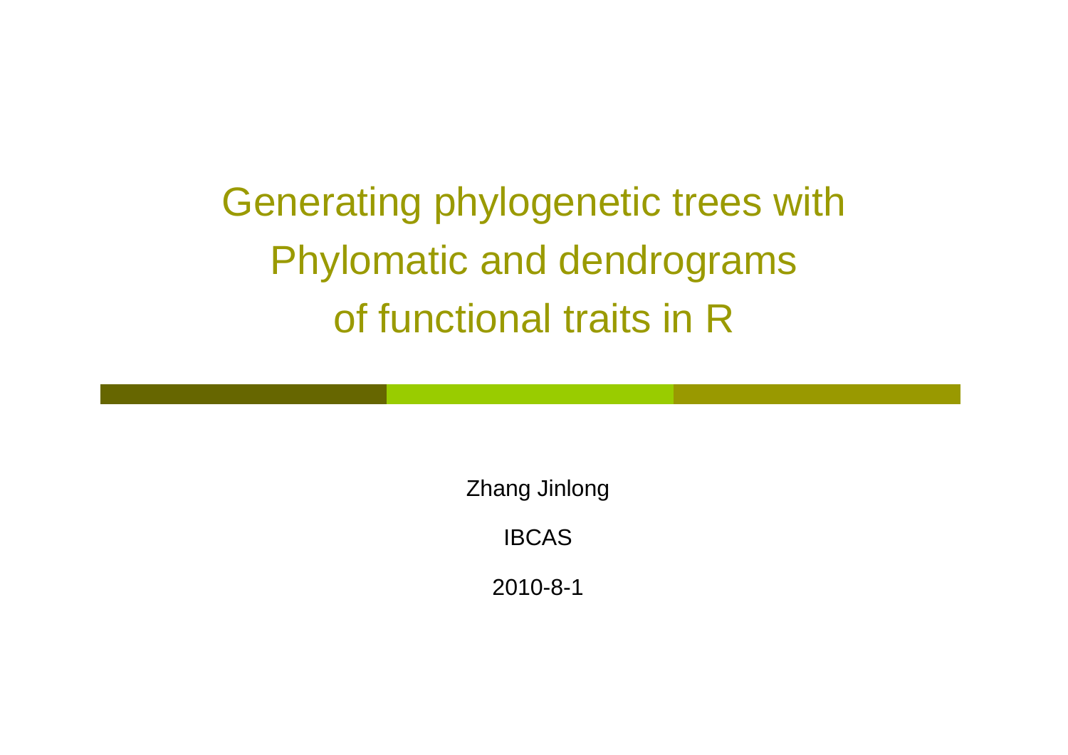# Generating phylogenetic trees with Phylomatic and dendrograms of functional traits in R

Zhang Jinlong

IBCAS

2010-8-1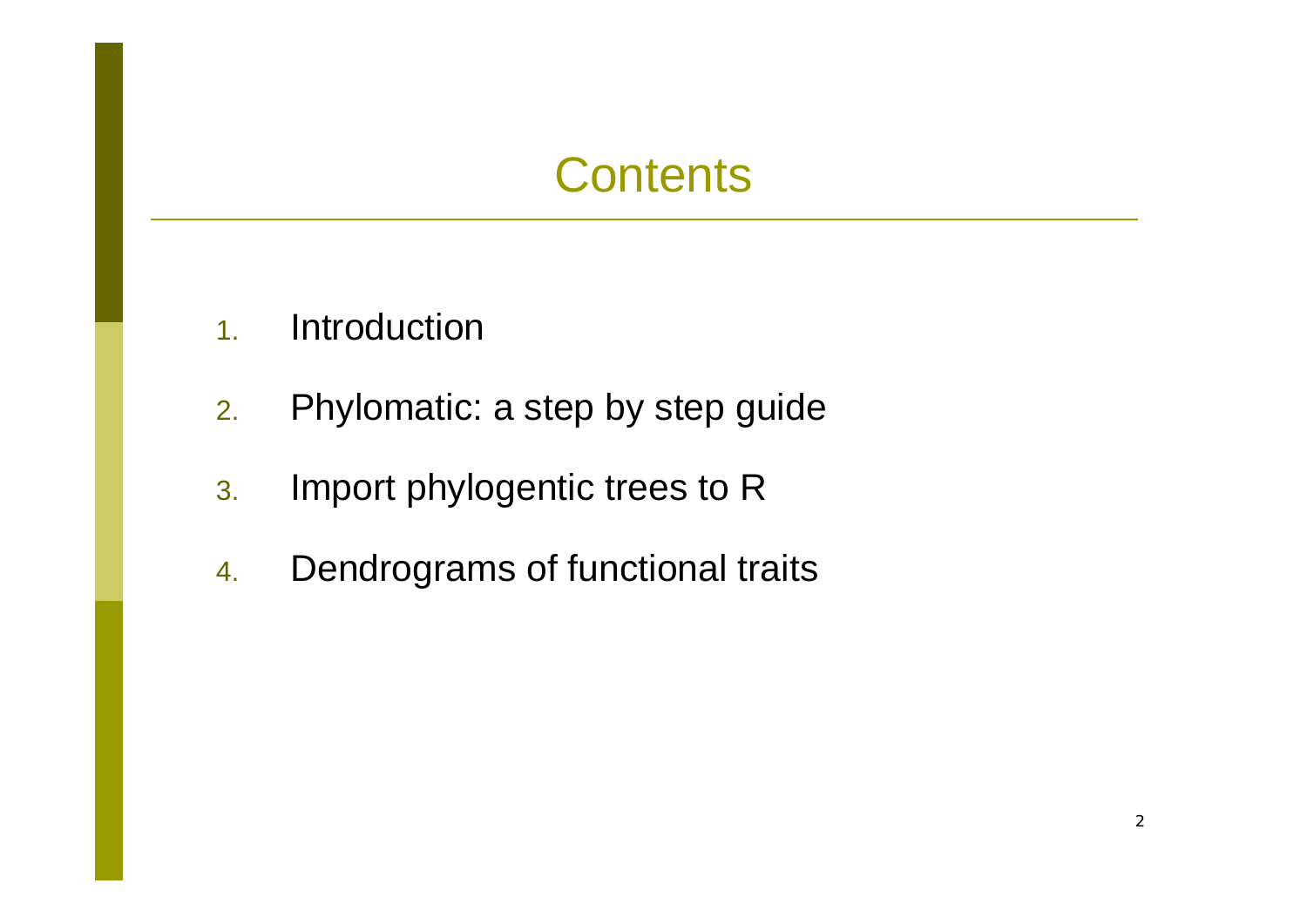# Contents

1. Introduction
2. Phylomatic: a step by step guide
3. Import phylogentic trees to R
4. Dendrograms of functional traits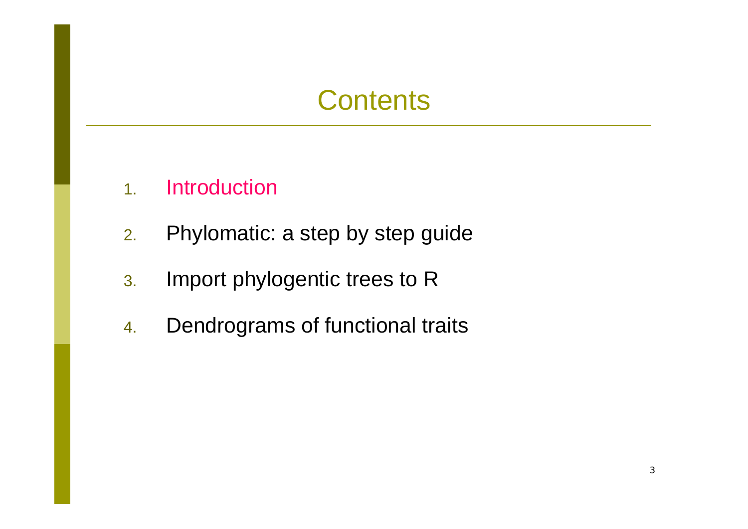# Contents

1. Introduction
2. Phylomatic: a step by step guide
3. Import phylogentic trees to R
4. Dendrograms of functional traits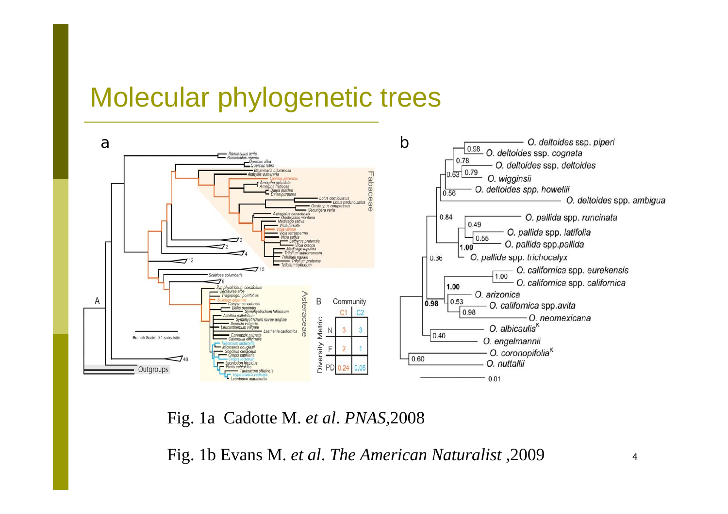# Molecular phylogenetic trees

Fig. 1a Cadotte M. *et al*. *PNAS*,2008

Fig. 1b Evans M. *et al*. *The American Naturalist* ,2009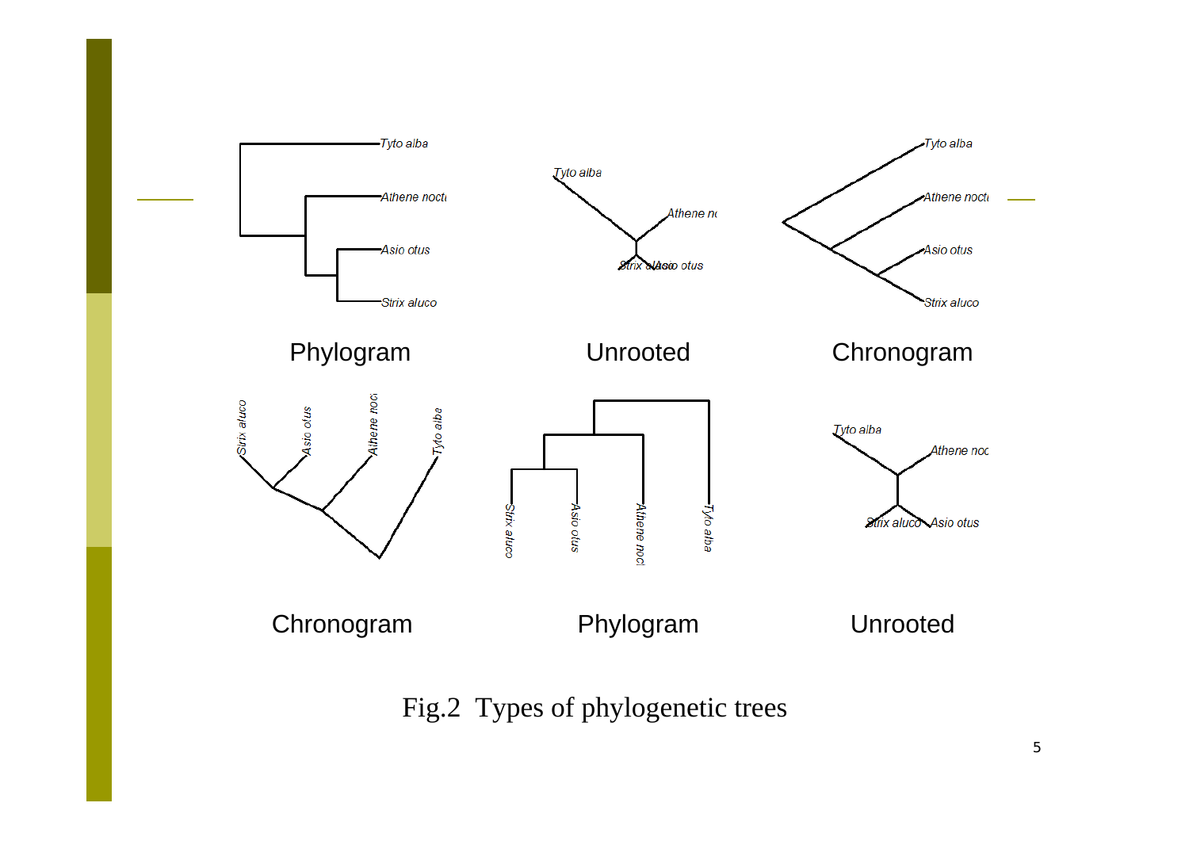Phylogram

Unrooted

Chronogram

Chronogram

Phylogram

Unrooted

Fig.2 Types of phylogenetic trees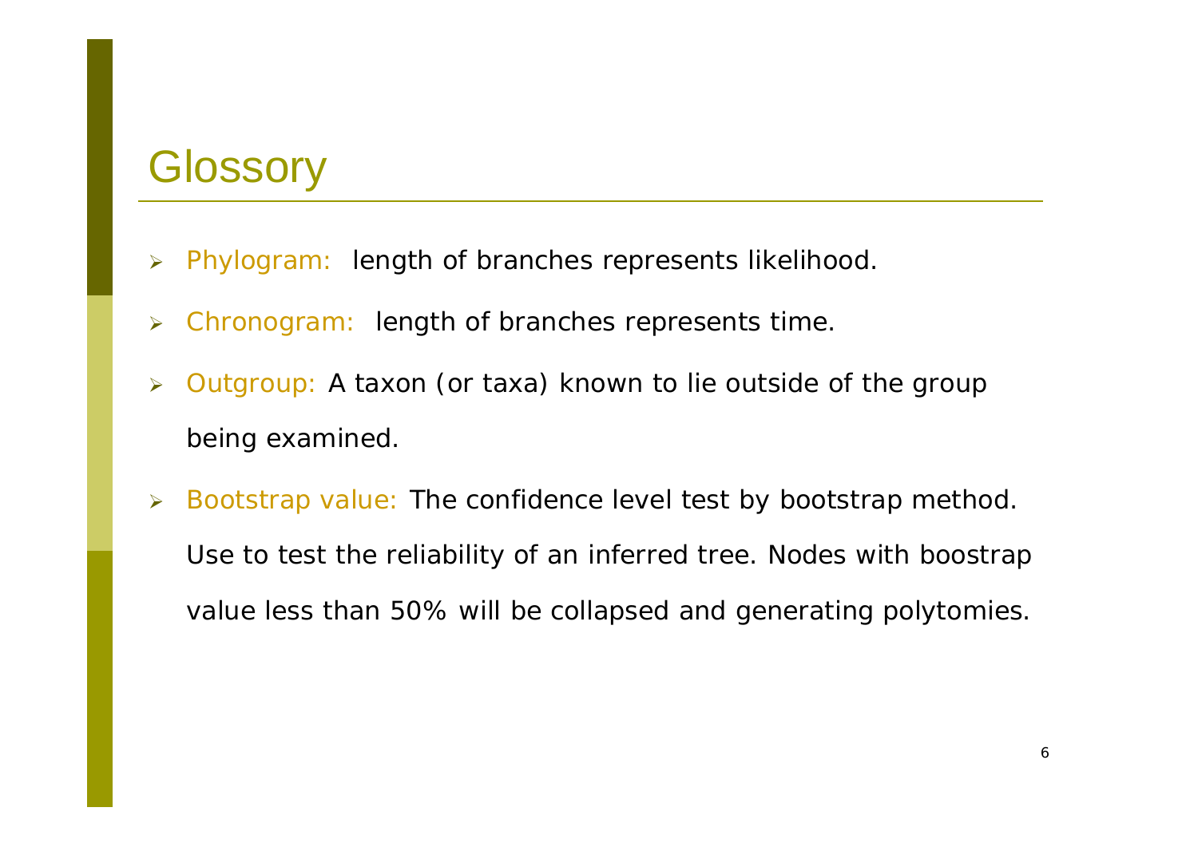# Glossory

- Phylogram: length of branches represents likelihood.
- Chronogram: length of branches represents time.
- Outgroup: A taxon (or taxa) known to lie outside of the group being examined.
- Bootstrap value: The confidence level test by bootstrap method. Use to test the reliability of an inferred tree. Nodes with boostrap value less than 50% will be collapsed and generating polytomies.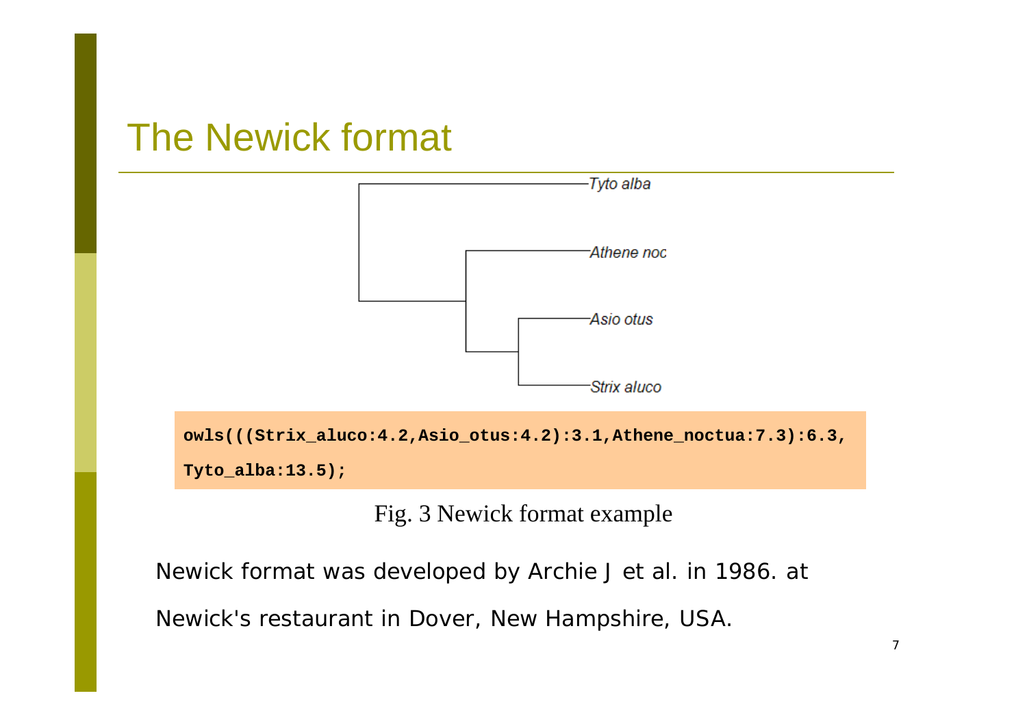# The Newick format

```
owls(((Strix_aluco:4.2,Asio_otus:4.2):3.1,Athene_noctua:7.3):6.3,
Tyto_alba:13.5);
```

Fig. 3 Newick format example

Newick format was developed by Archie J et al. in 1986. at Newick's restaurant in Dover, New Hampshire, USA.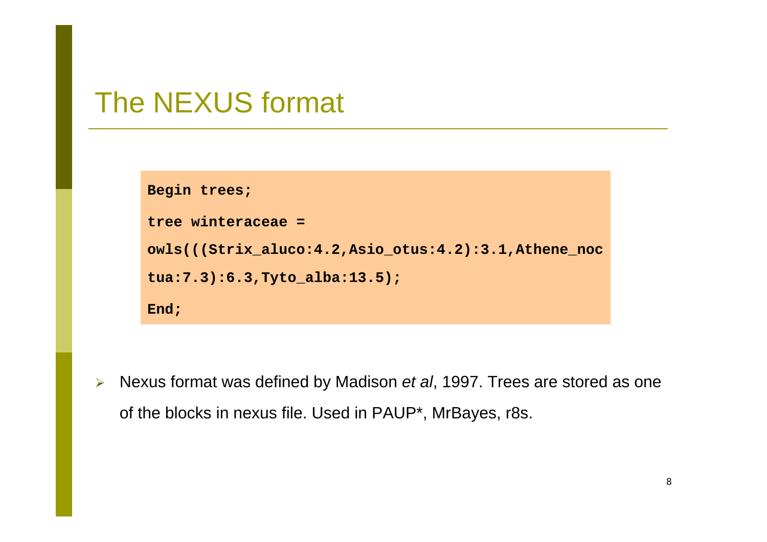# The NEXUS format

```
Begin trees;
tree winteraceae =
owls(((Strix_aluco:4.2,Asio_otus:4.2):3.1,Athene_noc
tua:7.3):6.3,Tyto_alba:13.5);
End;
```

- Nexus format was defined by Madison *et al*, 1997. Trees are stored as one of the blocks in nexus file. Used in PAUP*, MrBayes, r8s.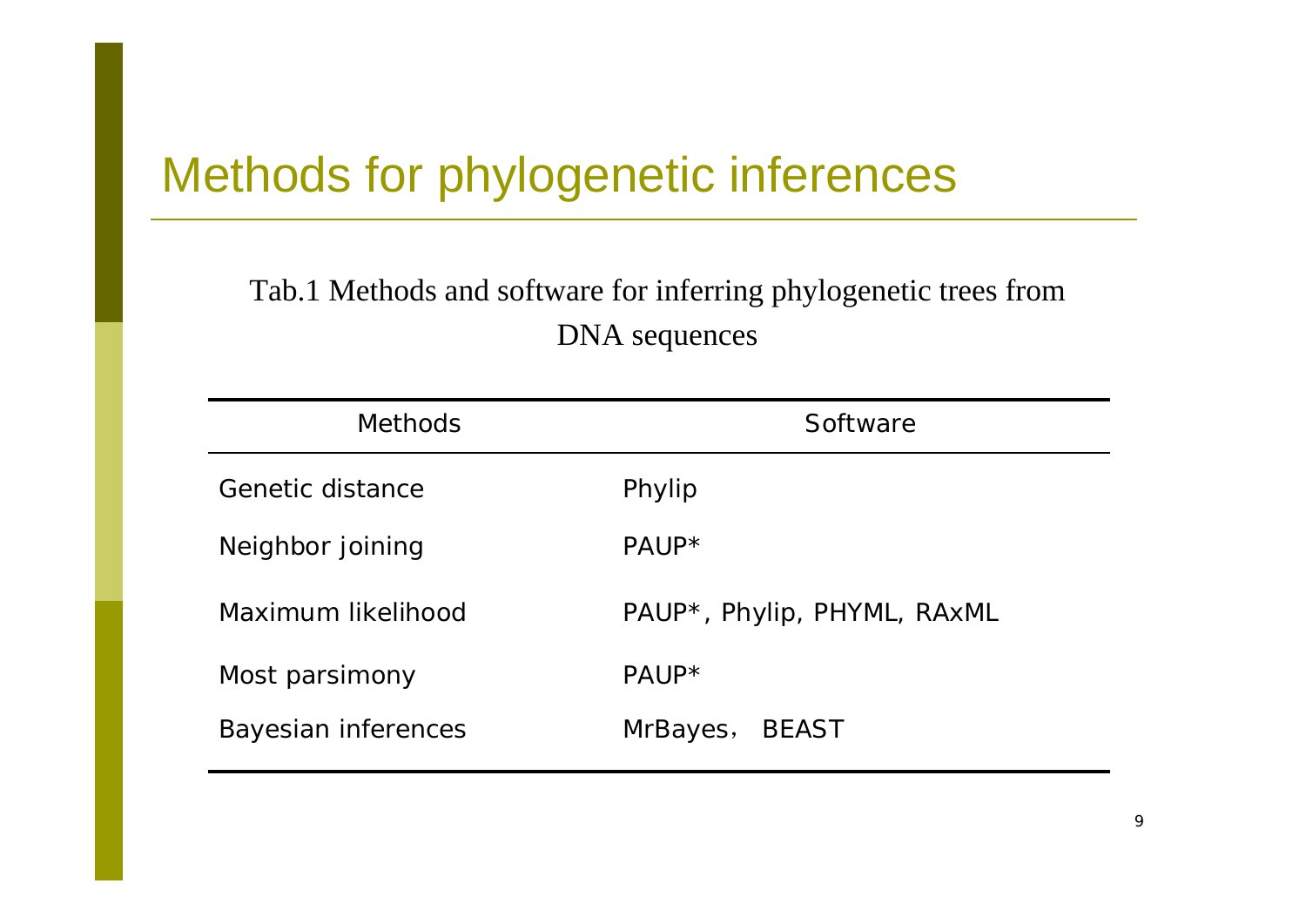# Methods for phylogenetic inferences

Tab.1 Methods and software for inferring phylogenetic trees from DNA sequences

| Methods | Software |
| --- | --- |
| Genetic distance | Phylip |
| Neighbor joining | PAUP* |
| Maximum likelihood | PAUP*, Phylip, PHYML, RAxML |
| Most parsimony | PAUP* |
| Bayesian inferences | MrBayes， BEAST |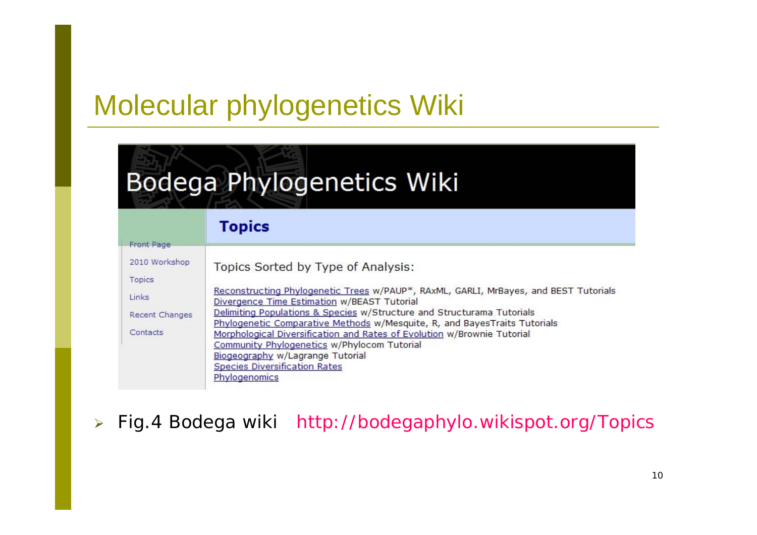# Molecular phylogenetics Wiki

## Bodega Phylogenetics Wiki

- Front Page
- 2010 Workshop
- Topics
- Links
- Recent Changes
- Contacts

### Topics

Topics Sorted by Type of Analysis:

Reconstructing Phylogenetic Trees w/PAUP*, RAxML, GARLI, MrBayes, and BEST Tutorials
Divergence Time Estimation w/BEAST Tutorial
Delimiting Populations & Species w/Structure and Structurama Tutorials
Phylogenetic Comparative Methods w/Mesquite, R, and BayesTraits Tutorials
Morphological Diversification and Rates of Evolution w/Brownie Tutorial
Community Phylogenetics w/Phylocom Tutorial
Biogeography w/Lagrange Tutorial
Species Diversification Rates
Phylogenomics

- Fig.4 Bodega wiki http://bodegaphylo.wikispot.org/Topics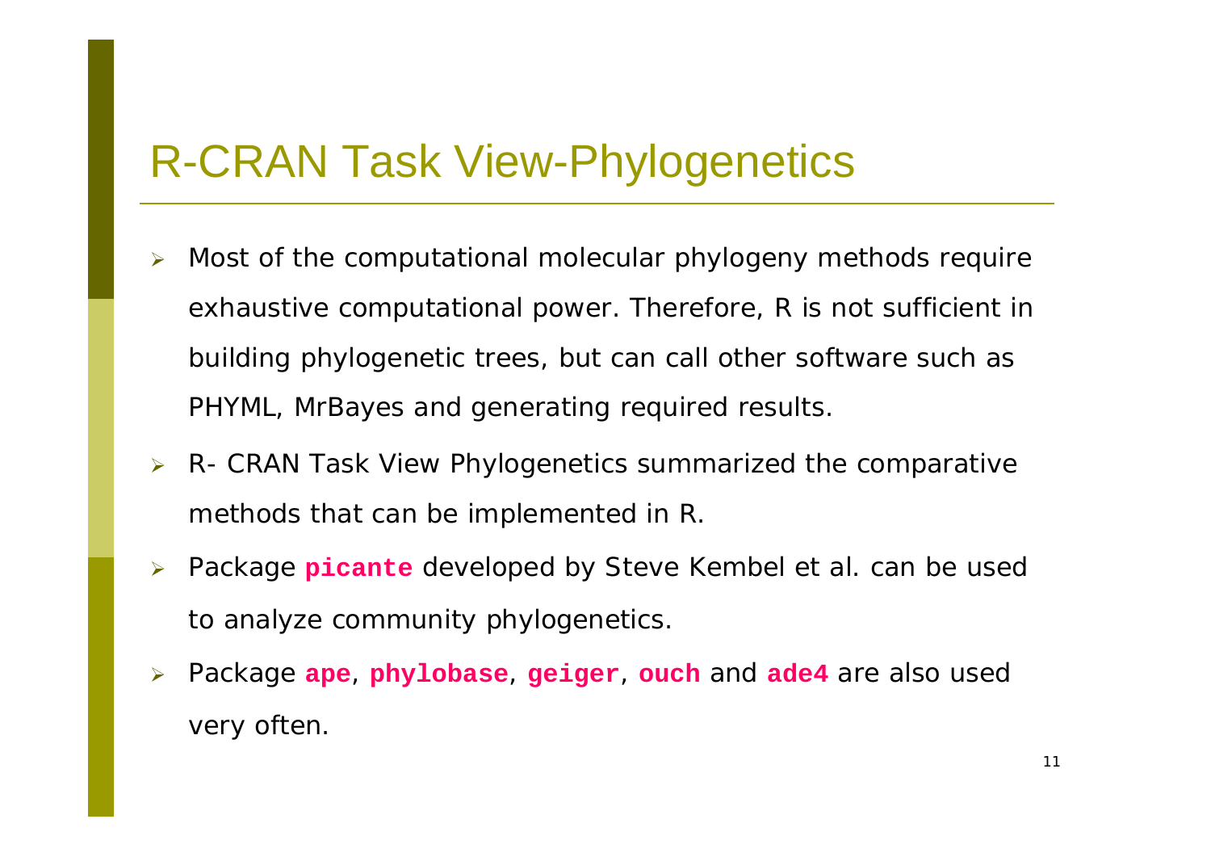# R-CRAN Task View-Phylogenetics

- Most of the computational molecular phylogeny methods require exhaustive computational power. Therefore, R is not sufficient in building phylogenetic trees, but can call other software such as PHYML, MrBayes and generating required results.
- R- CRAN Task View Phylogenetics summarized the comparative methods that can be implemented in R.
- Package **`picante`** developed by Steve Kembel et al. can be used to analyze community phylogenetics.
- Package **`ape`**, **`phylobase`**, **`geiger`**, **`ouch`** and **`ade4`** are also used very often.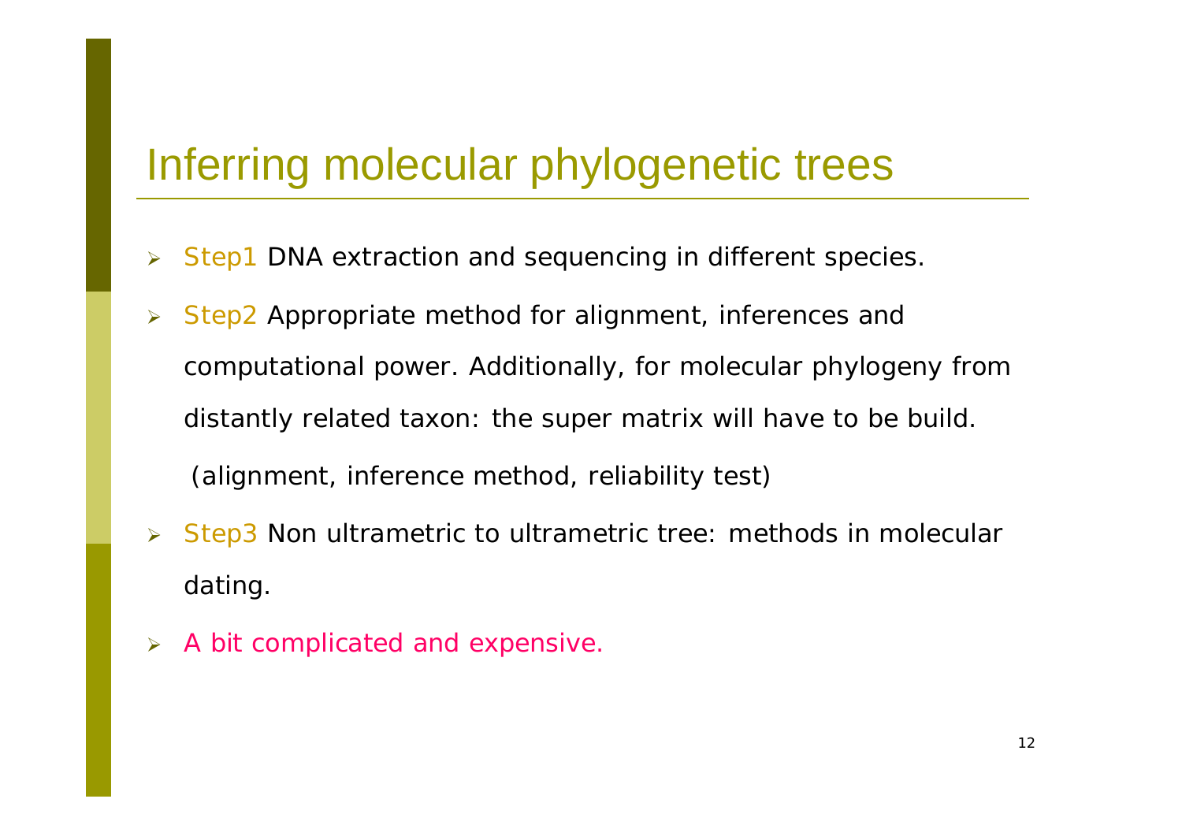# Inferring molecular phylogenetic trees

- Step1 DNA extraction and sequencing in different species.
- Step2 Appropriate method for alignment, inferences and computational power. Additionally, for molecular phylogeny from distantly related taxon: the super matrix will have to be build.

  (alignment, inference method, reliability test)
- Step3 Non ultrametric to ultrametric tree: methods in molecular dating.
- A bit complicated and expensive.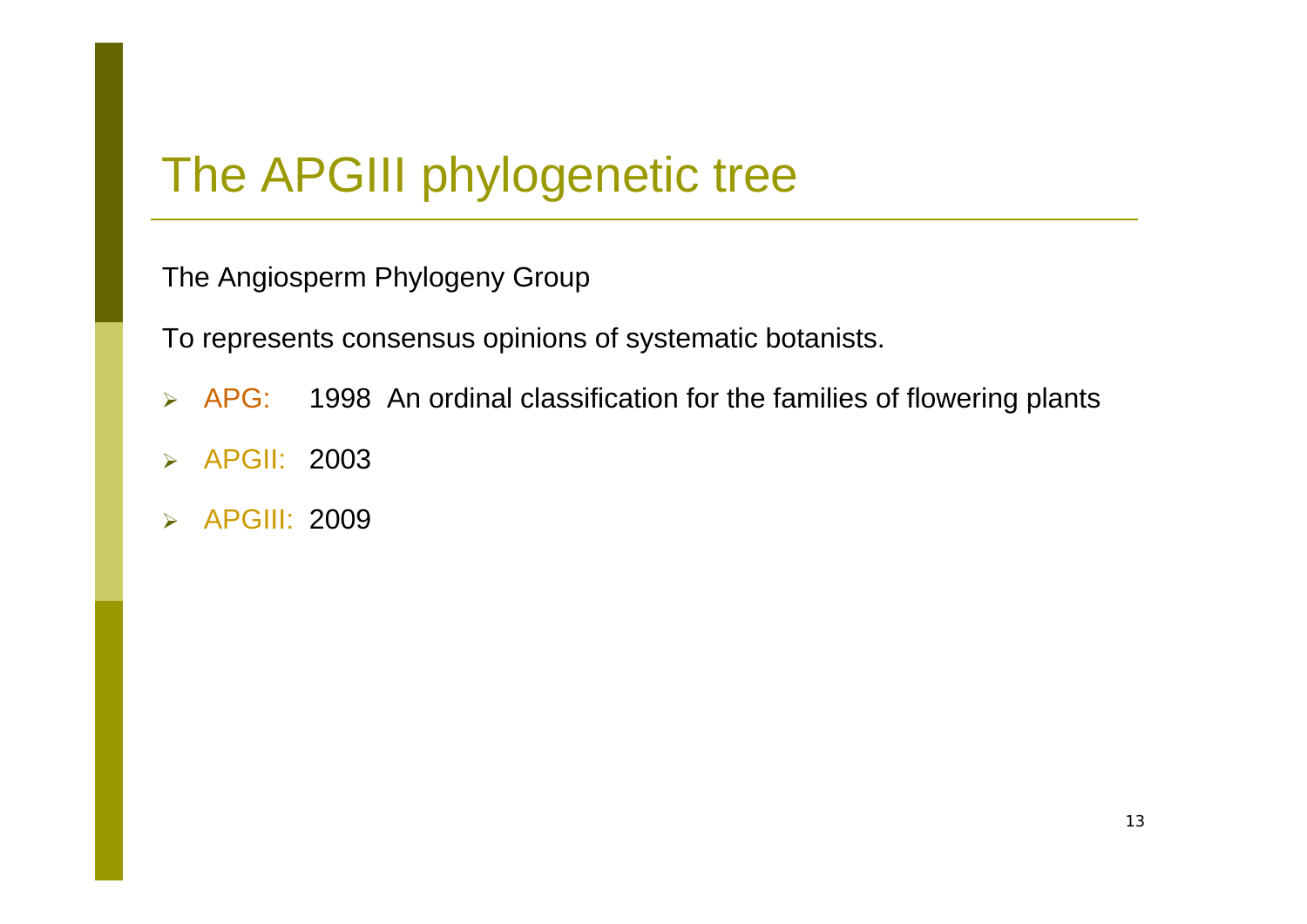# The APGIII phylogenetic tree

The Angiosperm Phylogeny Group

To represents consensus opinions of systematic botanists.

- APG: 1998 An ordinal classification for the families of flowering plants
- APGII: 2003
- APGIII: 2009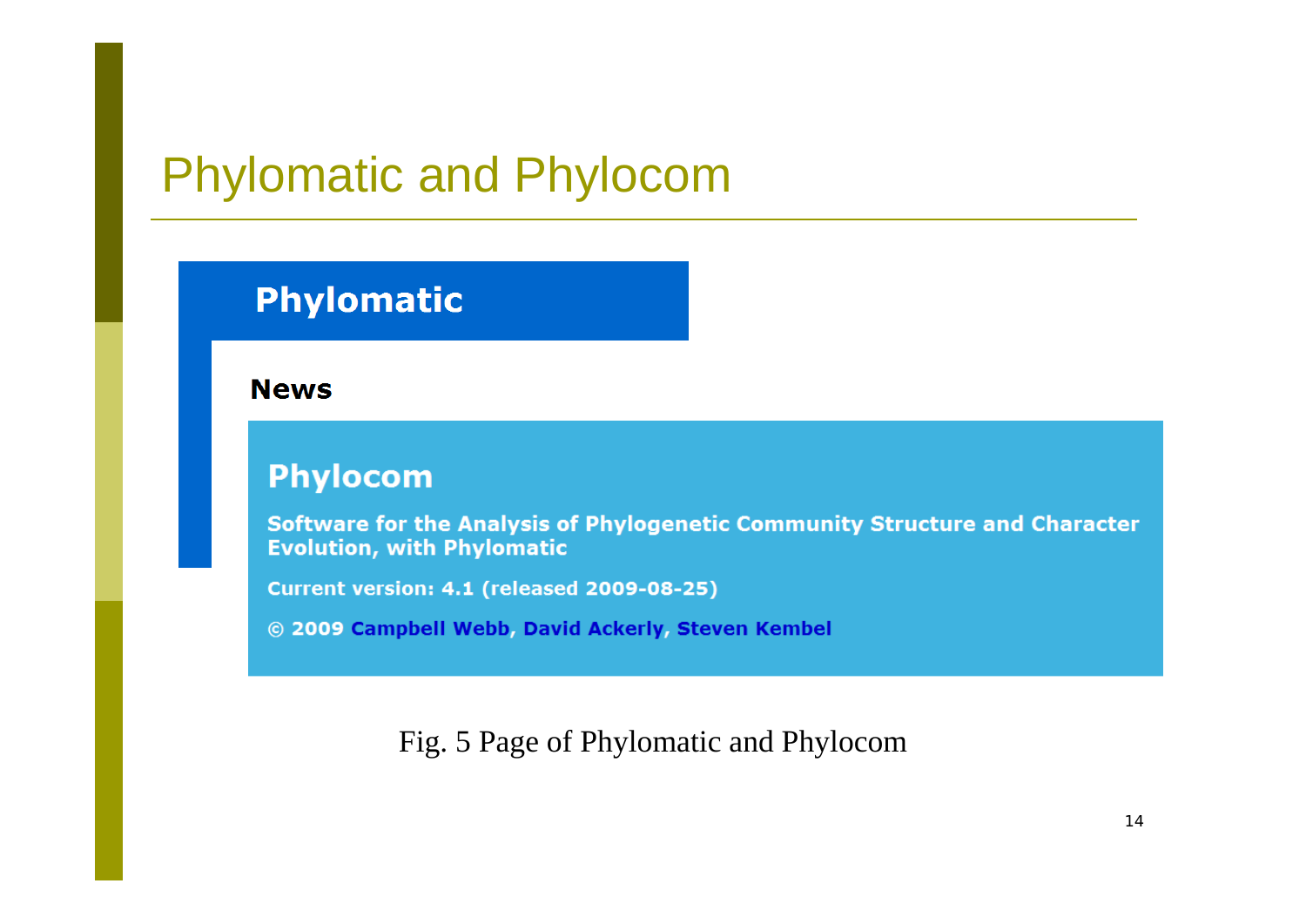# Phylomatic and Phylocom

## Phylomatic

**News**

## Phylocom

**Software for the Analysis of Phylogenetic Community Structure and Character Evolution, with Phylomatic**

**Current version: 4.1 (released 2009-08-25)**

**© 2009 Campbell Webb, David Ackerly, Steven Kembel**

Fig. 5 Page of Phylomatic and Phylocom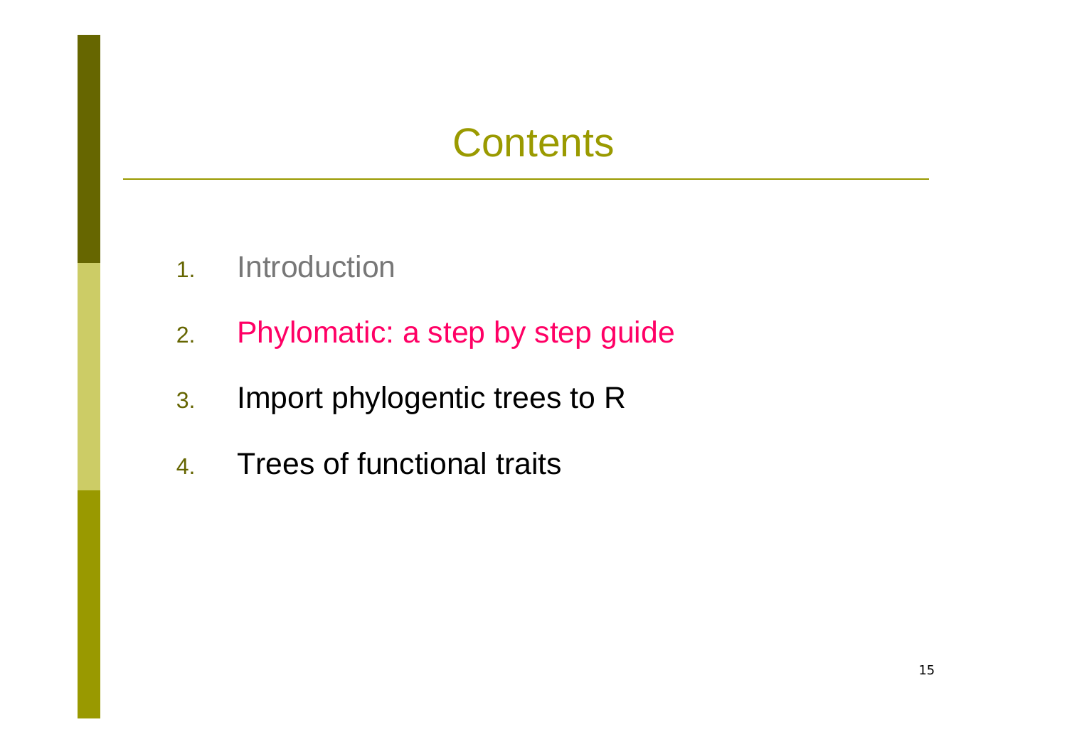# Contents

1. Introduction
2. Phylomatic: a step by step guide
3. Import phylogentic trees to R
4. Trees of functional traits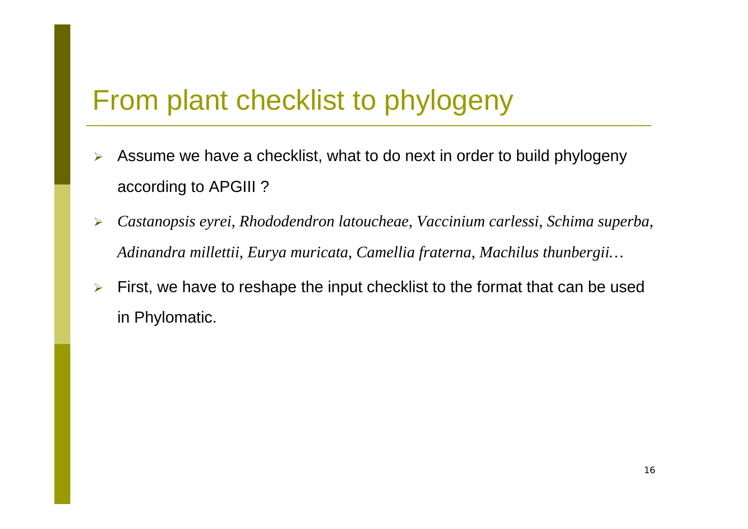# From plant checklist to phylogeny

- Assume we have a checklist, what to do next in order to build phylogeny according to APGIII ?
- *Castanopsis eyrei*, *Rhododendron latoucheae*, *Vaccinium carlessi*, *Schima superba*, *Adinandra millettii*, *Eurya muricata*, *Camellia fraterna*, *Machilus thunbergii…*
- First, we have to reshape the input checklist to the format that can be used in Phylomatic.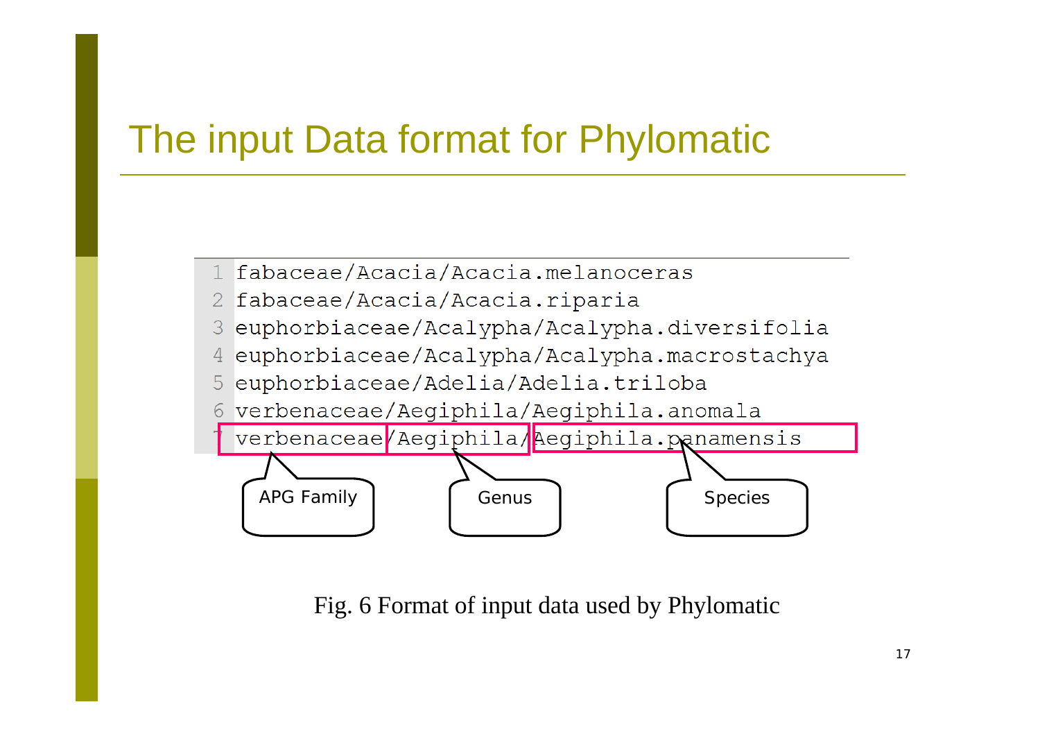# The input Data format for Phylomatic

```
1 fabaceae/Acacia/Acacia.melanoceras
2 fabaceae/Acacia/Acacia.riparia
3 euphorbiaceae/Acalypha/Acalypha.diversifolia
4 euphorbiaceae/Acalypha/Acalypha.macrostachya
5 euphorbiaceae/Adelia/Adelia.triloba
6 verbenaceae/Aegiphila/Aegiphila.anomala
7 verbenaceae/Aegiphila/Aegiphila.panamensis
```

APG Family — Genus — Species

Fig. 6 Format of input data used by Phylomatic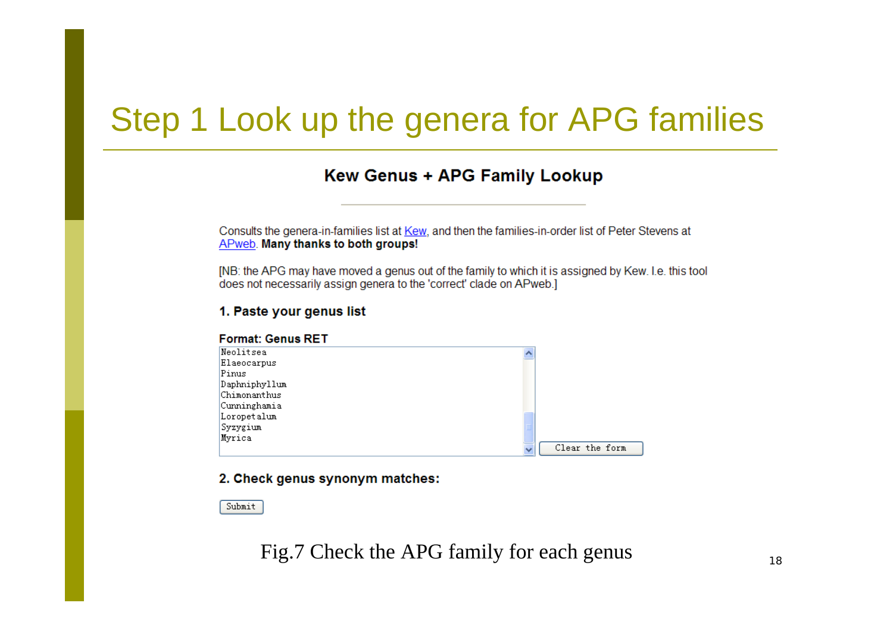# Step 1 Look up the genera for APG families

## Kew Genus + APG Family Lookup

Consults the genera-in-families list at Kew, and then the families-in-order list of Peter Stevens at APweb. **Many thanks to both groups!**

[NB: the APG may have moved a genus out of the family to which it is assigned by Kew. I.e. this tool does not necessarily assign genera to the 'correct' clade on APweb.]

### 1. Paste your genus list

**Format: Genus RET**

```
Neolitsea
Elaeocarpus
Pinus
Daphniphyllum
Chimonanthus
Cunninghamia
Loropetalum
Syzygium
Myrica
```

Clear the form

### 2. Check genus synonym matches:

Submit

Fig.7 Check the APG family for each genus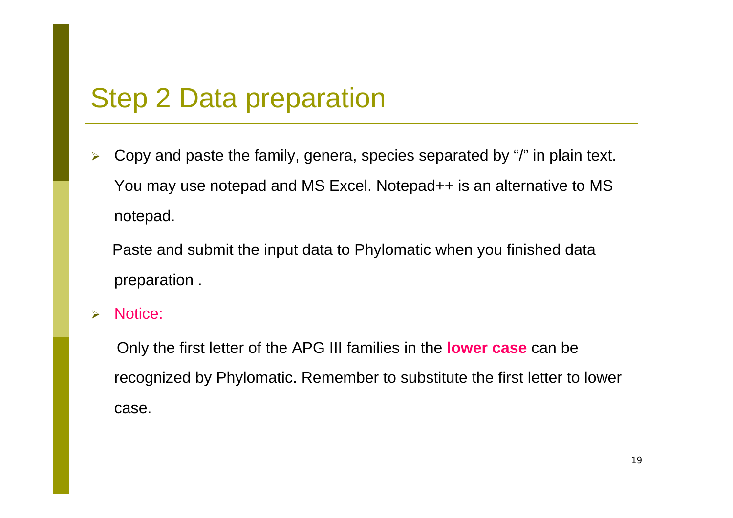# Step 2 Data preparation

- Copy and paste the family, genera, species separated by “/” in plain text. You may use notepad and MS Excel. Notepad++ is an alternative to MS notepad.

  Paste and submit the input data to Phylomatic when you finished data preparation .

- Notice:

  Only the first letter of the APG III families in the **lower case** can be recognized by Phylomatic. Remember to substitute the first letter to lower case.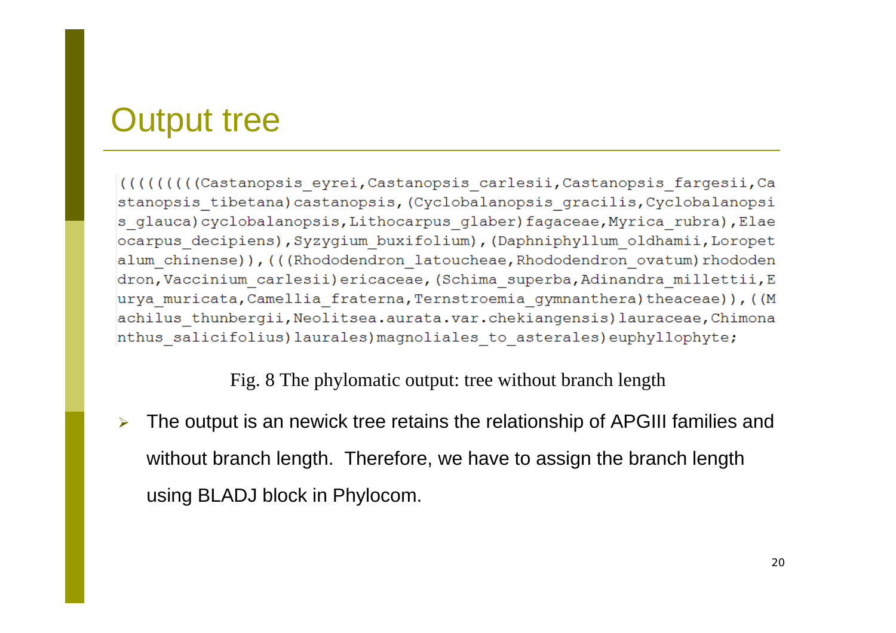# Output tree

```
((((((((Castanopsis_eyrei,Castanopsis_carlesii,Castanopsis_fargesii,Castanopsis_tibetana)castanopsis,(Cyclobalanopsis_gracilis,Cyclobalanopsis_glauca)cyclobalanopsis,Lithocarpus_glaber)fagaceae,Myrica_rubra),Elaeocarpus_decipiens),Syzygium_buxifolium),(Daphniphyllum_oldhamii,Loropetalum_chinense)),(((Rhododendron_latoucheae,Rhododendron_ovatum)rhododendron,Vaccinium_carlesii)ericaceae,(Schima_superba,Adinandra_millettii,Eurya_muricata,Camellia_fraterna,Ternstroemia_gymnanthera)theaceae)),((Machilus_thunbergii,Neolitsea.aurata.var.chekiangensis)lauraceae,Chimonanthus_salicifolius)laurales)magnoliales_to_asterales)euphyllophyte;
```

Fig. 8 The phylomatic output: tree without branch length

- The output is an newick tree retains the relationship of APGIII families and without branch length. Therefore, we have to assign the branch length using BLADJ block in Phylocom.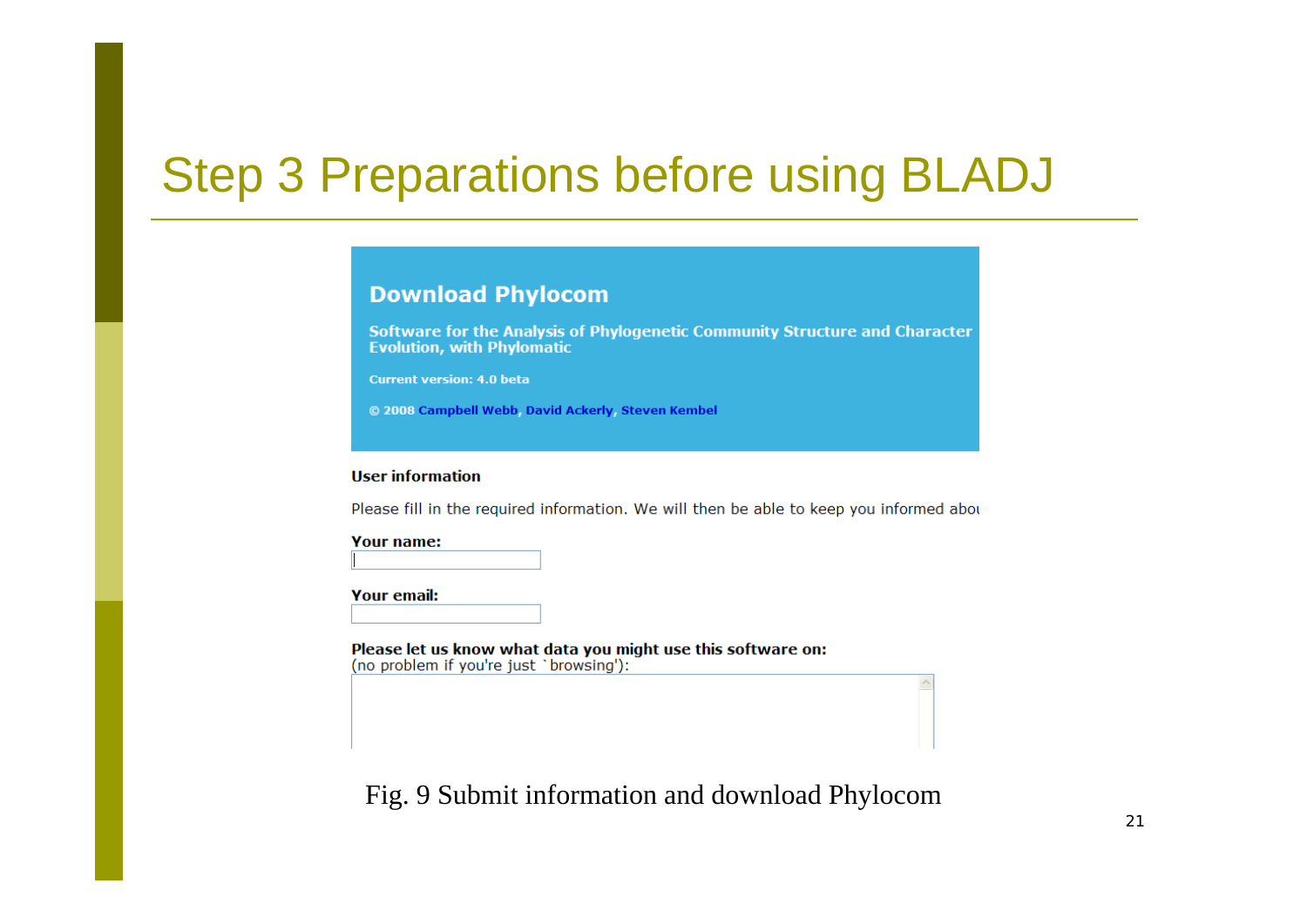# Step 3 Preparations before using BLADJ

## Download Phylocom

**Software for the Analysis of Phylogenetic Community Structure and Character Evolution, with Phylomatic**

**Current version: 4.0 beta**

**© 2008 Campbell Webb, David Ackerly, Steven Kembel**

**User information**

Please fill in the required information. We will then be able to keep you informed abou

**Your name:**

**Your email:**

**Please let us know what data you might use this software on:**
(no problem if you're just `browsing'):

Fig. 9 Submit information and download Phylocom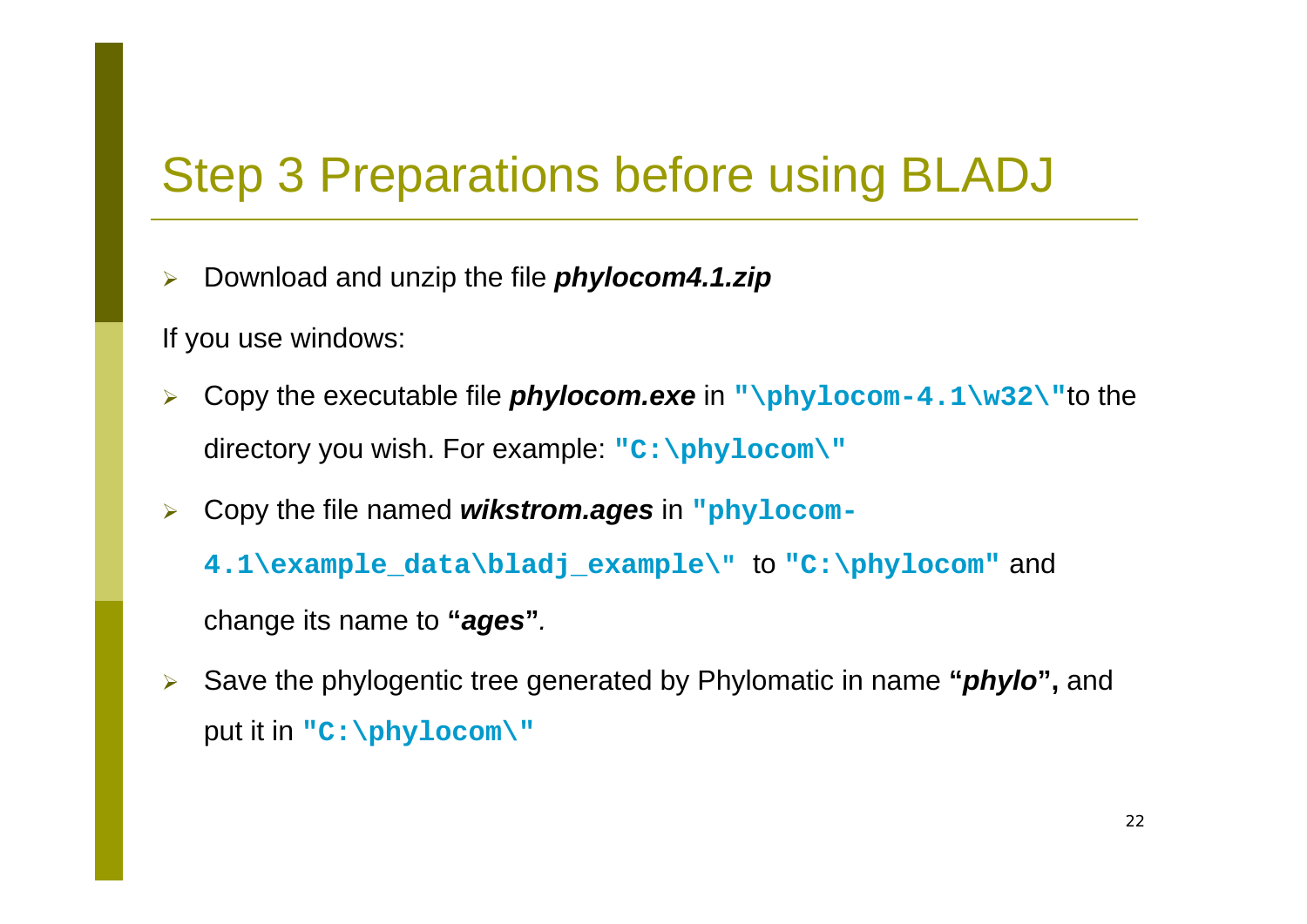# Step 3 Preparations before using BLADJ

- Download and unzip the file ***phylocom4.1.zip***

If you use windows:

- Copy the executable file ***phylocom.exe*** in **`"\phylocom-4.1\w32\"`**to the directory you wish. For example: **`"C:\phylocom\"`**
- Copy the file named ***wikstrom.ages*** in **`"phylocom-4.1\example_data\bladj_example\"`** to **`"C:\phylocom"`** and change its name to **"*ages*"**.
- Save the phylogentic tree generated by Phylomatic in name **"*phylo*",** and put it in **`"C:\phylocom\"`**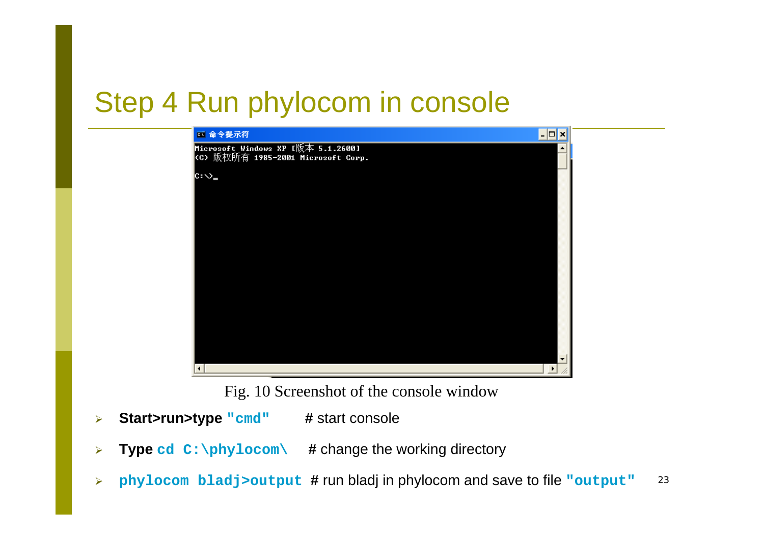# Step 4 Run phylocom in console

Fig. 10 Screenshot of the console window

- **Start>run>type** `"cmd"` # start console
- **Type** `cd C:\phylocom\` # change the working directory
- `phylocom bladj>output` # run bladj in phylocom and save to file `"output"`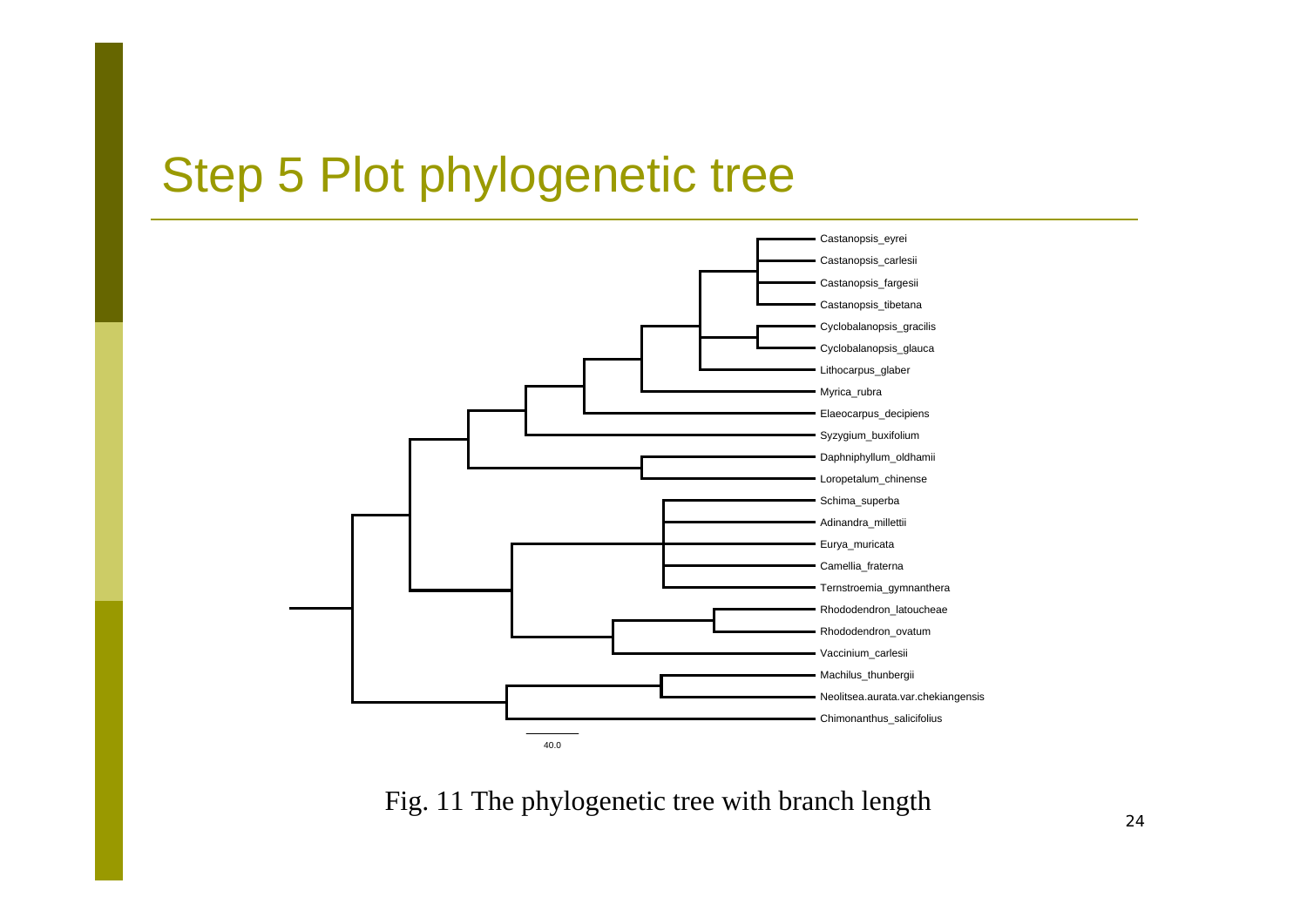# Step 5 Plot phylogenetic tree

Castanopsis_eyrei
Castanopsis_carlesii
Castanopsis_fargesii
Castanopsis_tibetana
Cyclobalanopsis_gracilis
Cyclobalanopsis_glauca
Lithocarpus_glaber
Myrica_rubra
Elaeocarpus_decipiens
Syzygium_buxifolium
Daphniphyllum_oldhamii
Loropetalum_chinense
Schima_superba
Adinandra_millettii
Eurya_muricata
Camellia_fraterna
Ternstroemia_gymnanthera
Rhododendron_latoucheae
Rhododendron_ovatum
Vaccinium_carlesii
Machilus_thunbergii
Neolitsea.aurata.var.chekiangensis
Chimonanthus_salicifolius

40.0

Fig. 11 The phylogenetic tree with branch length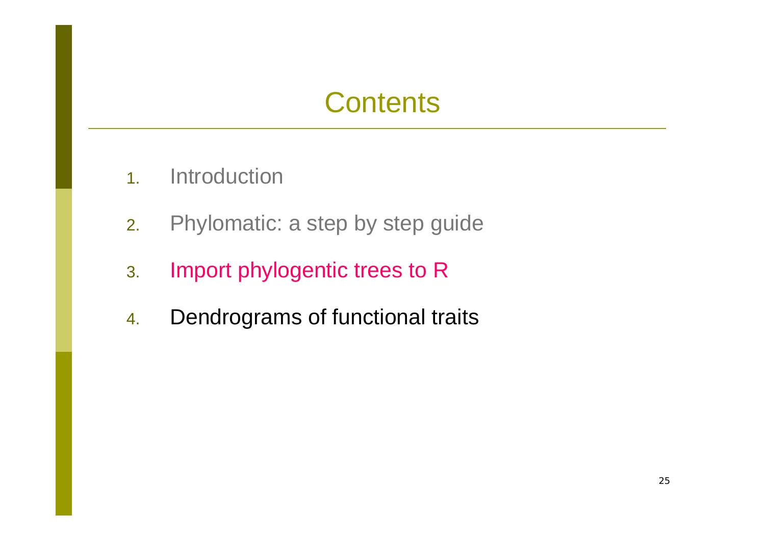# Contents

1. Introduction
2. Phylomatic: a step by step guide
3. Import phylogentic trees to R
4. Dendrograms of functional traits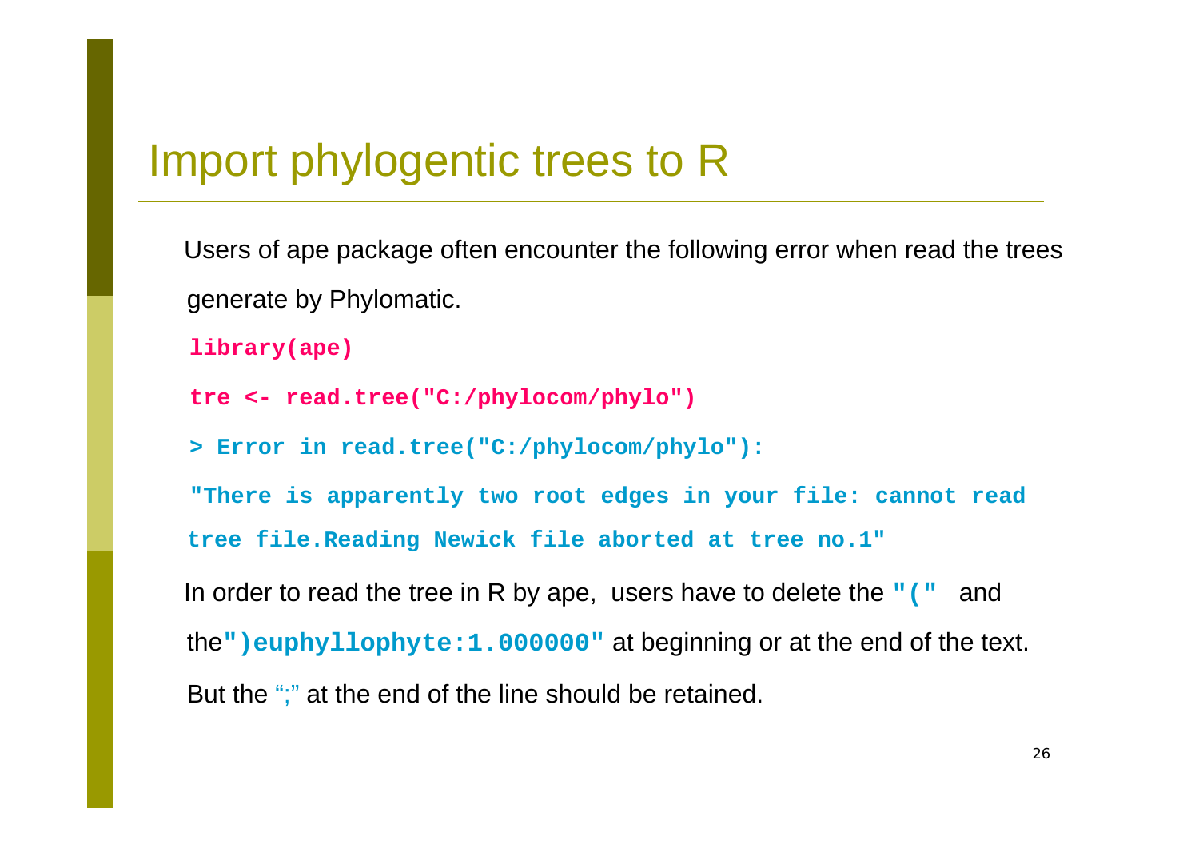# Import phylogentic trees to R

Users of ape package often encounter the following error when read the trees generate by Phylomatic.

```
library(ape)
tre <- read.tree("C:/phylocom/phylo")
> Error in read.tree("C:/phylocom/phylo"):
"There is apparently two root edges in your file: cannot read tree file.Reading Newick file aborted at tree no.1"
```

In order to read the tree in R by ape, users have to delete the **`"("`** and the **`")euphyllophyte:1.000000"`** at beginning or at the end of the text. But the ";" at the end of the line should be retained.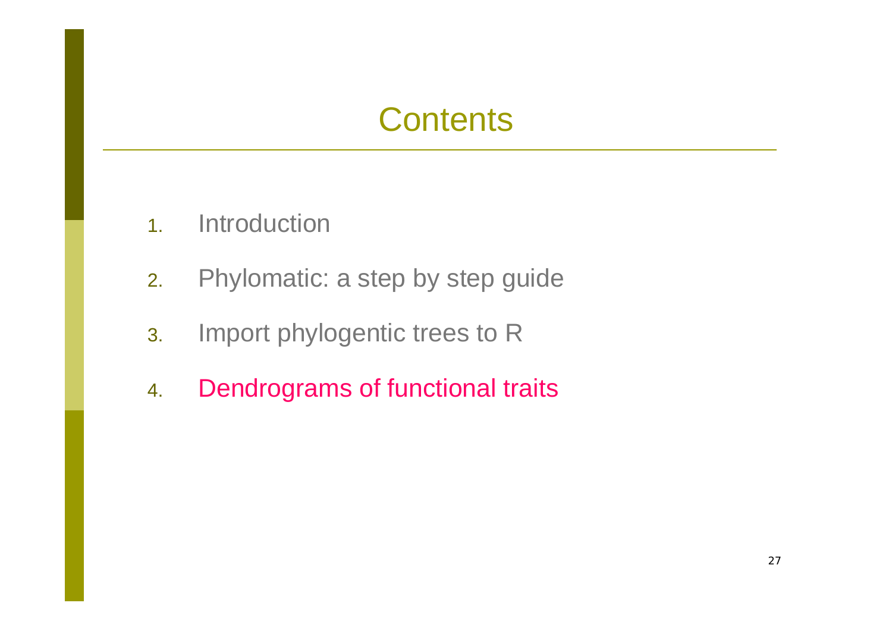# Contents

1. Introduction
2. Phylomatic: a step by step guide
3. Import phylogentic trees to R
4. Dendrograms of functional traits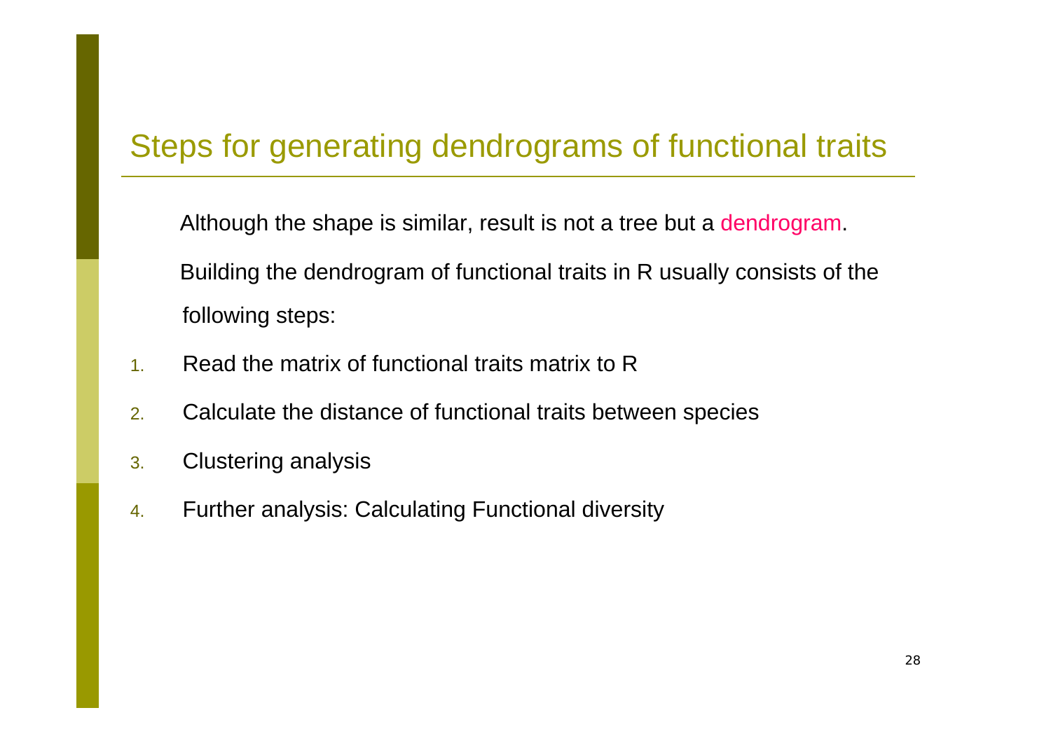## Steps for generating dendrograms of functional traits

Although the shape is similar, result is not a tree but a dendrogram.

Building the dendrogram of functional traits in R usually consists of the following steps:

1. Read the matrix of functional traits matrix to R
2. Calculate the distance of functional traits between species
3. Clustering analysis
4. Further analysis: Calculating Functional diversity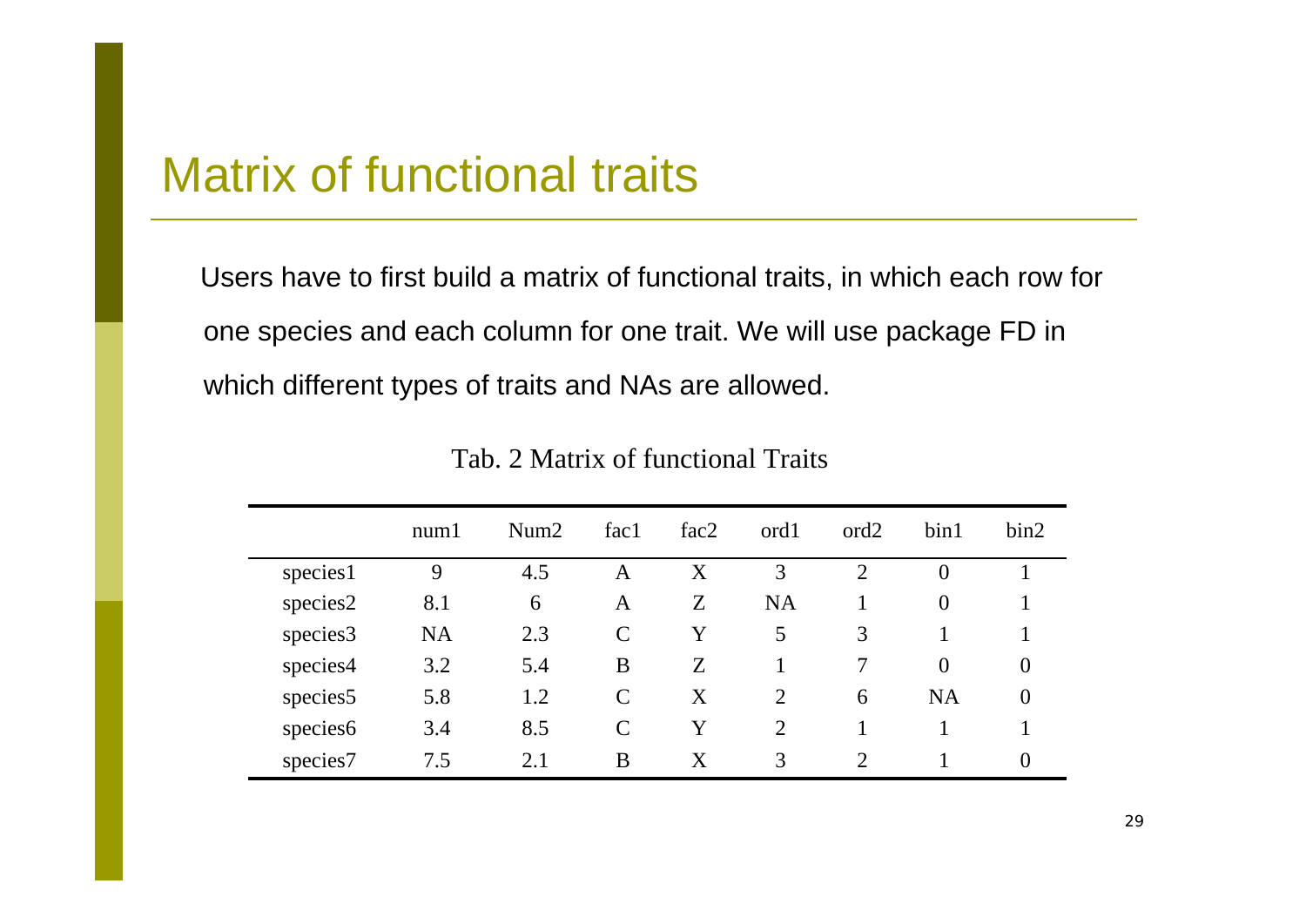# Matrix of functional traits

Users have to first build a matrix of functional traits, in which each row for one species and each column for one trait. We will use package FD in which different types of traits and NAs are allowed.

Tab. 2 Matrix of functional Traits

| | num1 | Num2 | fac1 | fac2 | ord1 | ord2 | bin1 | bin2 |
|---|---|---|---|---|---|---|---|---|
| species1 | 9 | 4.5 | A | X | 3 | 2 | 0 | 1 |
| species2 | 8.1 | 6 | A | Z | NA | 1 | 0 | 1 |
| species3 | NA | 2.3 | C | Y | 5 | 3 | 1 | 1 |
| species4 | 3.2 | 5.4 | B | Z | 1 | 7 | 0 | 0 |
| species5 | 5.8 | 1.2 | C | X | 2 | 6 | NA | 0 |
| species6 | 3.4 | 8.5 | C | Y | 2 | 1 | 1 | 1 |
| species7 | 7.5 | 2.1 | B | X | 3 | 2 | 1 | 0 |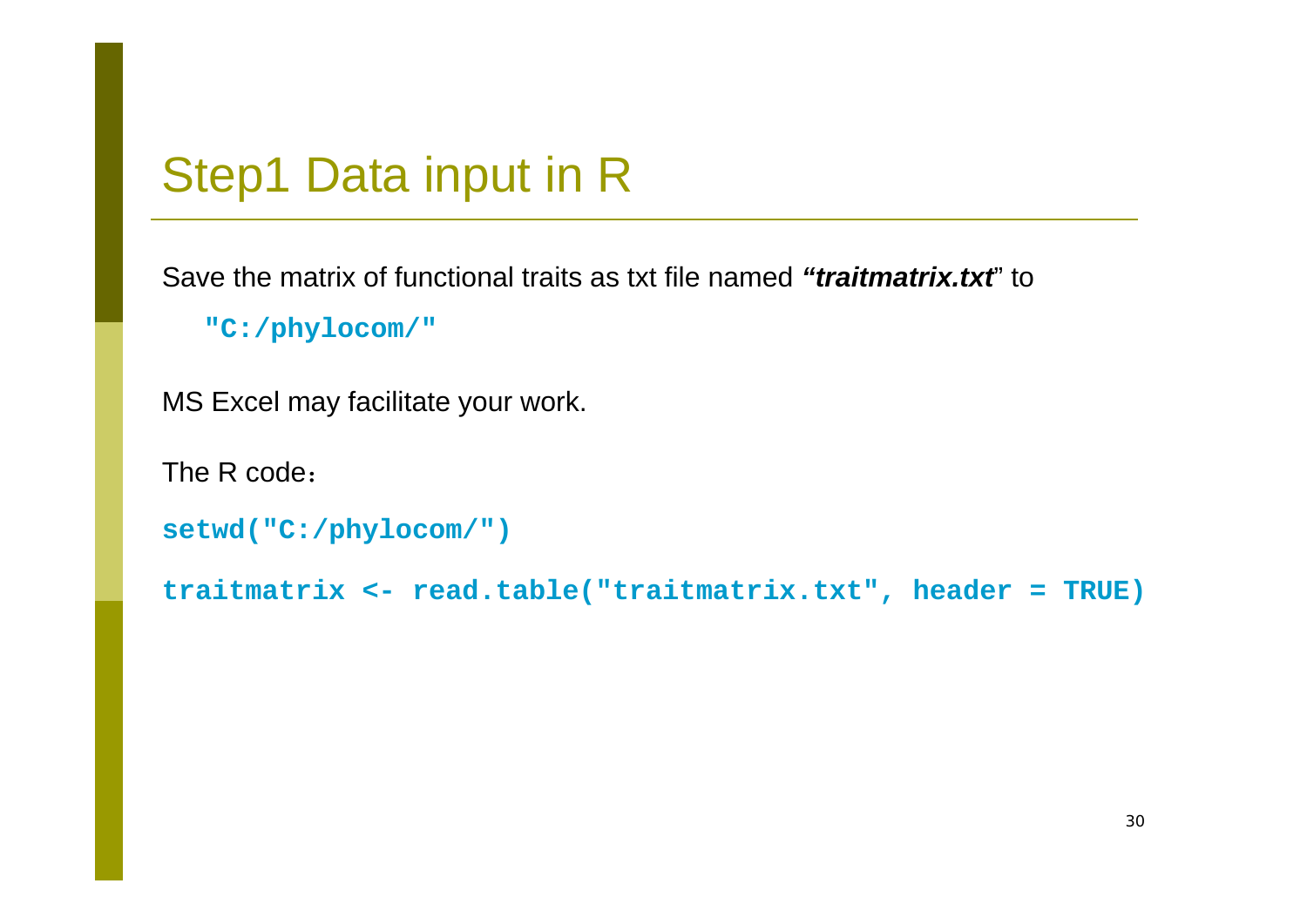# Step1 Data input in R

Save the matrix of functional traits as txt file named ***“traitmatrix.txt***” to

```
"C:/phylocom/"
```

MS Excel may facilitate your work.

The R code：

```
setwd("C:/phylocom/")

traitmatrix <- read.table("traitmatrix.txt", header = TRUE)
```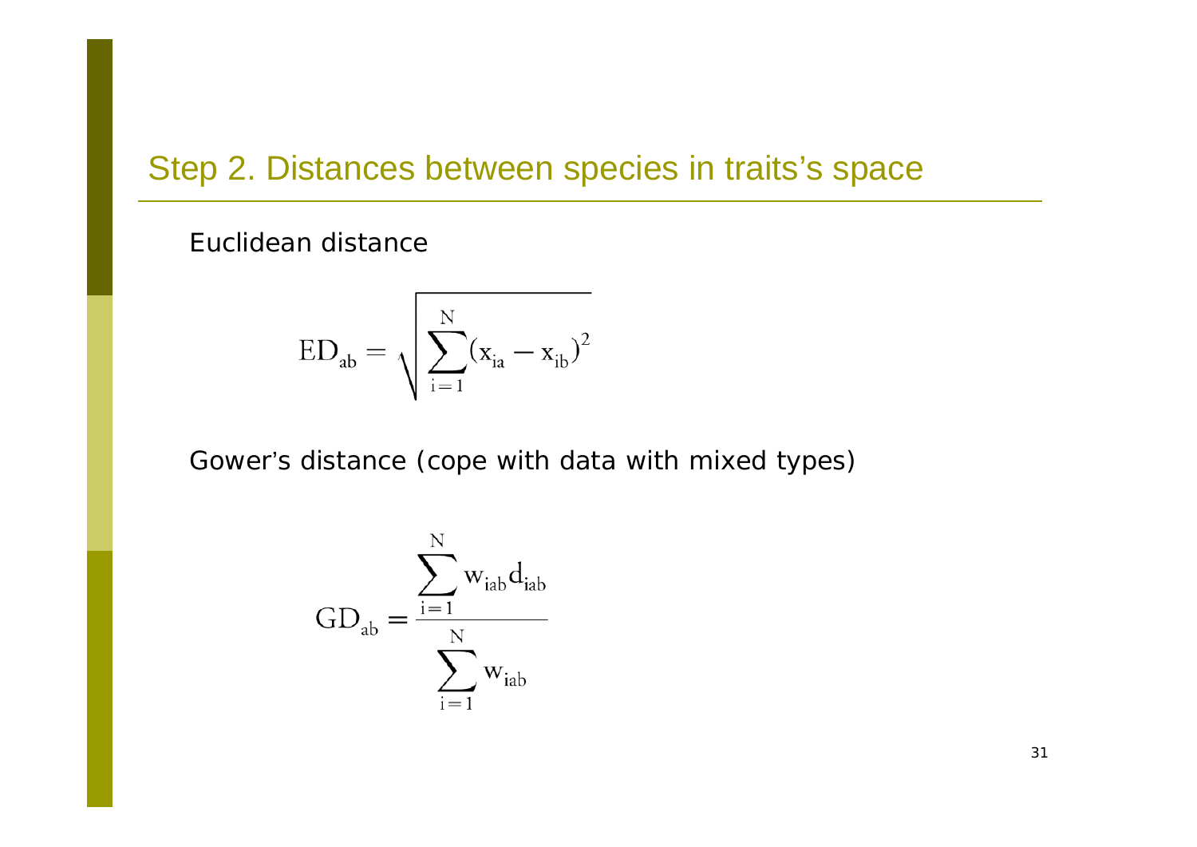## Step 2. Distances between species in traits's space

Euclidean distance

$$ED_{ab} = \sqrt{\sum_{i=1}^{N}(x_{ia} - x_{ib})^2}$$

Gower's distance (cope with data with mixed types)

$$GD_{ab} = \frac{\sum_{i=1}^{N} w_{iab} d_{iab}}{\sum_{i=1}^{N} w_{iab}}$$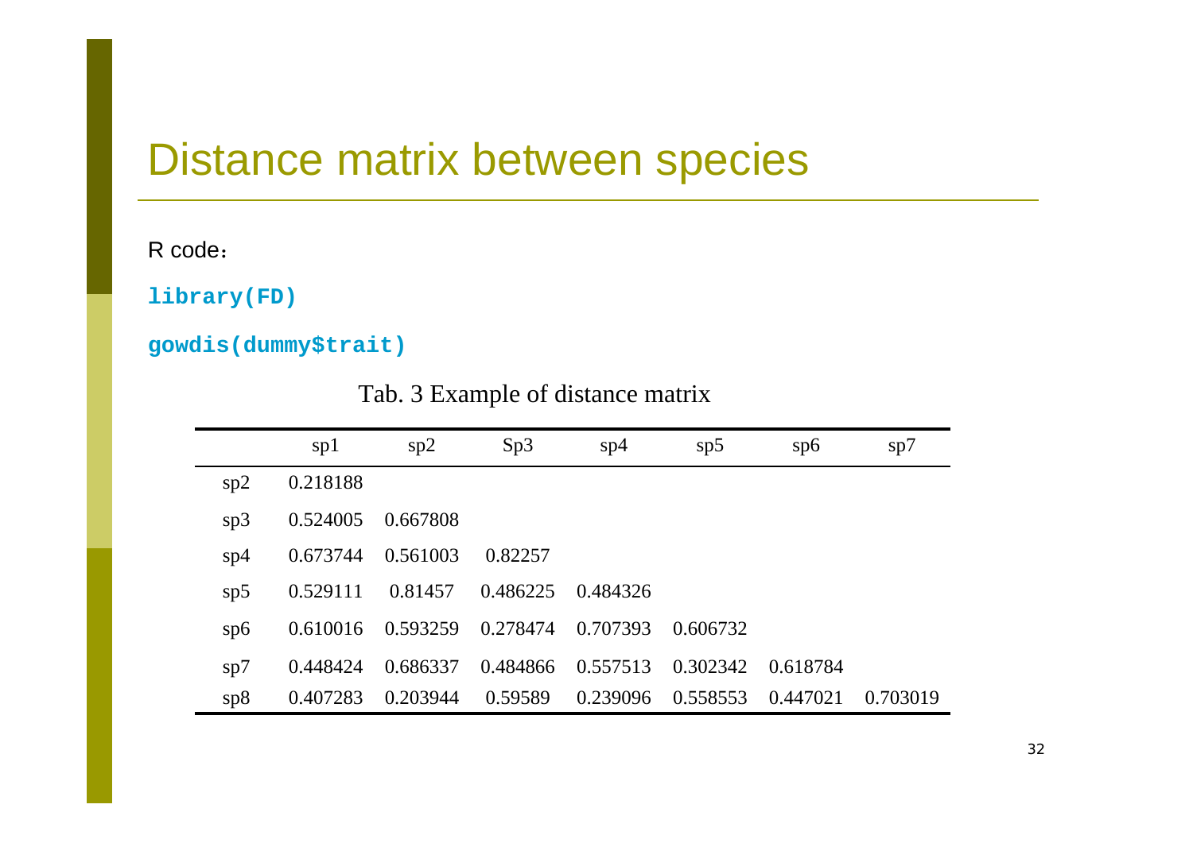# Distance matrix between species

R code：

```
library(FD)
gowdis(dummy$trait)
```

Tab. 3 Example of distance matrix

| | sp1 | sp2 | Sp3 | sp4 | sp5 | sp6 | sp7 |
|---|---|---|---|---|---|---|---|
| sp2 | 0.218188 | | | | | | |
| sp3 | 0.524005 | 0.667808 | | | | | |
| sp4 | 0.673744 | 0.561003 | 0.82257 | | | | |
| sp5 | 0.529111 | 0.81457 | 0.486225 | 0.484326 | | | |
| sp6 | 0.610016 | 0.593259 | 0.278474 | 0.707393 | 0.606732 | | |
| sp7 | 0.448424 | 0.686337 | 0.484866 | 0.557513 | 0.302342 | 0.618784 | |
| sp8 | 0.407283 | 0.203944 | 0.59589 | 0.239096 | 0.558553 | 0.447021 | 0.703019 |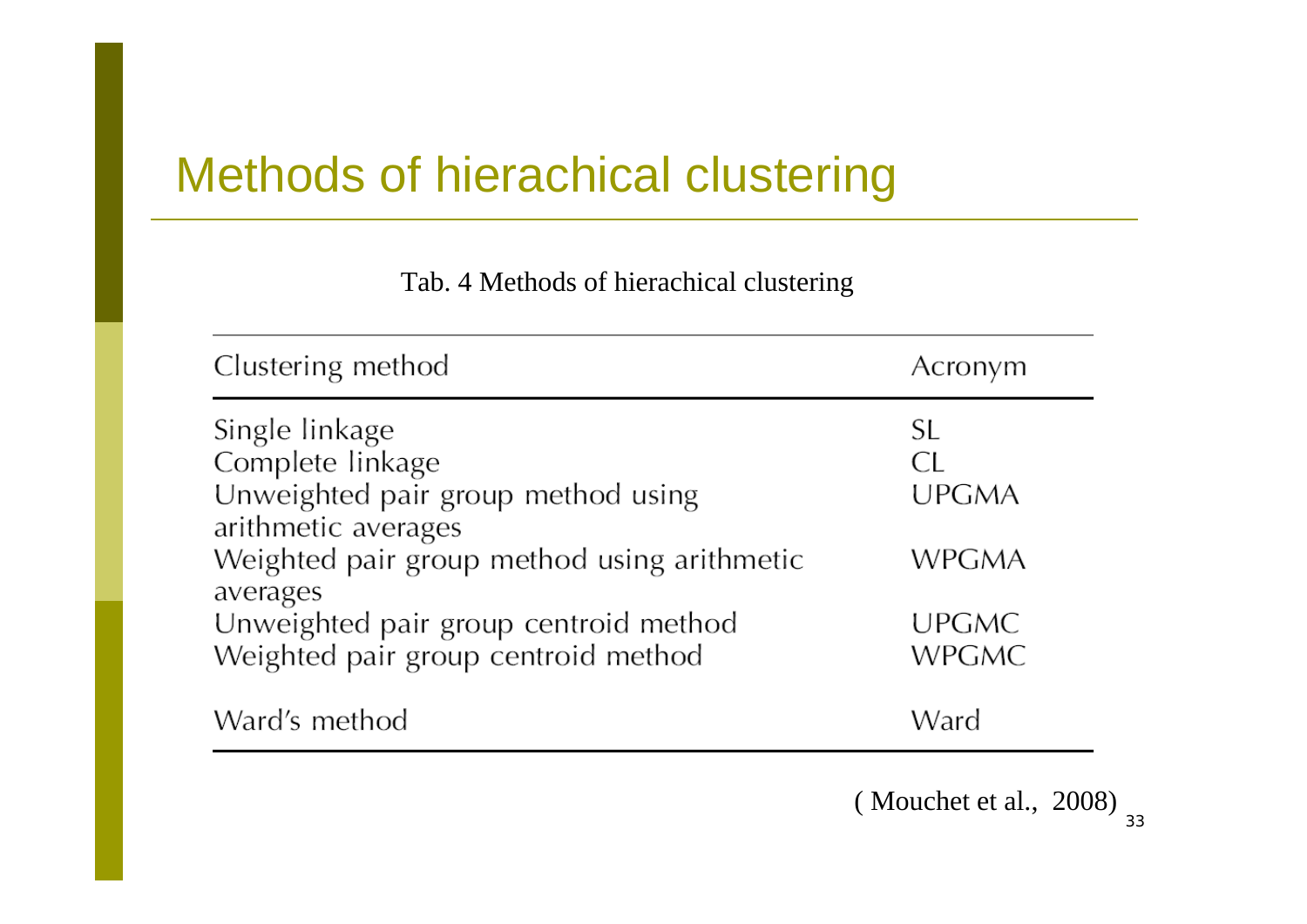# Methods of hierachical clustering

Tab. 4 Methods of hierachical clustering

| Clustering method | Acronym |
|---|---|
| Single linkage | SL |
| Complete linkage | CL |
| Unweighted pair group method using arithmetic averages | UPGMA |
| Weighted pair group method using arithmetic averages | WPGMA |
| Unweighted pair group centroid method | UPGMC |
| Weighted pair group centroid method | WPGMC |
| Ward's method | Ward |

( Mouchet et al., 2008)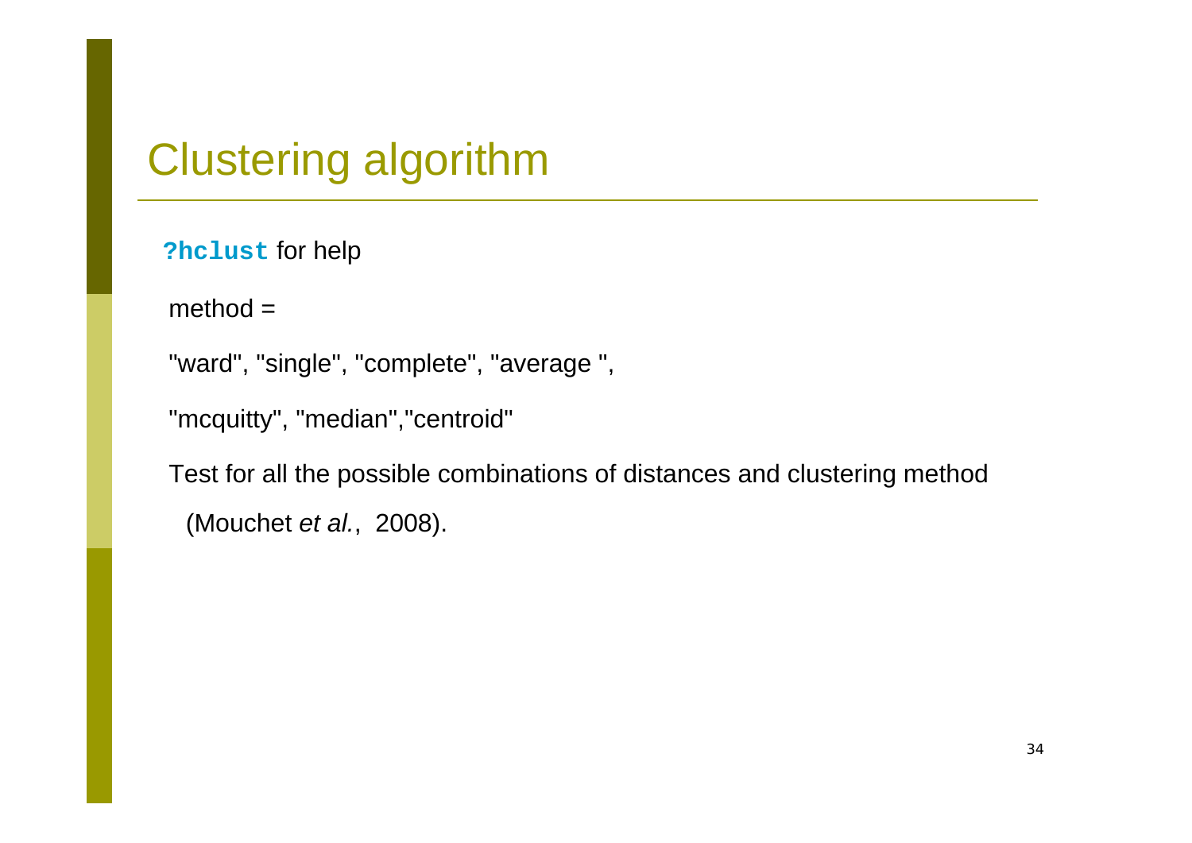# Clustering algorithm

`?hclust` for help

method =

"ward", "single", "complete", "average ",

"mcquitty", "median","centroid"

Test for all the possible combinations of distances and clustering method

(Mouchet *et al.*, 2008).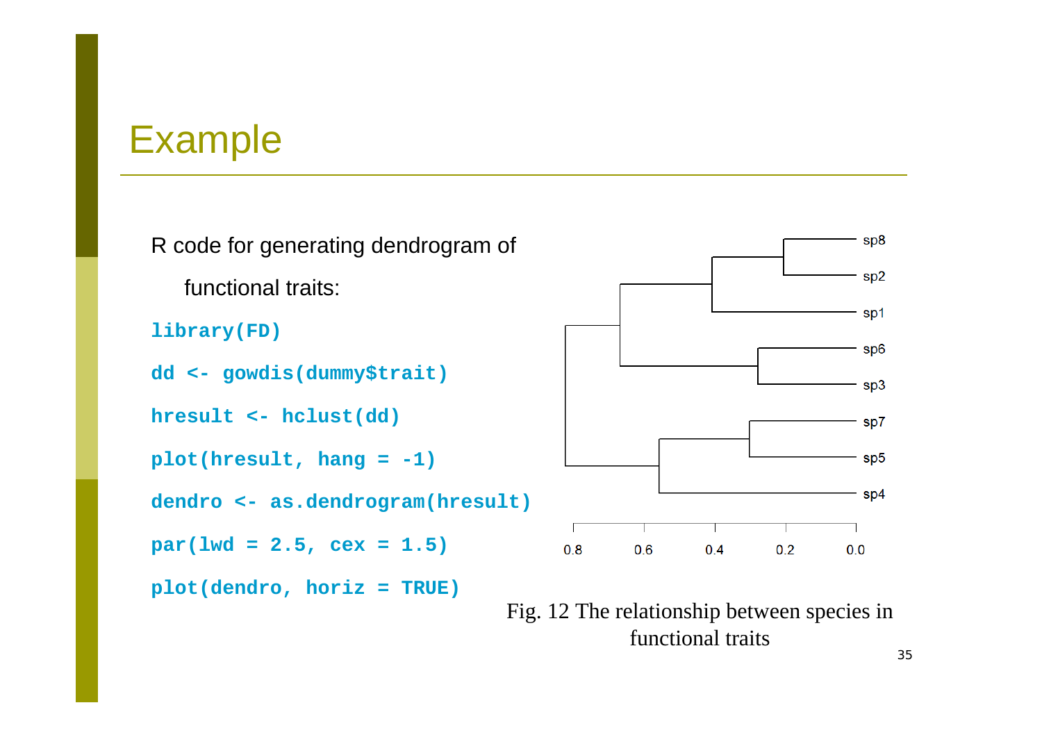# Example

R code for generating dendrogram of functional traits:

```
library(FD)
dd <- gowdis(dummy$trait)
hresult <- hclust(dd)
plot(hresult, hang = -1)
dendro <- as.dendrogram(hresult)
par(lwd = 2.5, cex = 1.5)
plot(dendro, horiz = TRUE)
```

Fig. 12 The relationship between species in functional traits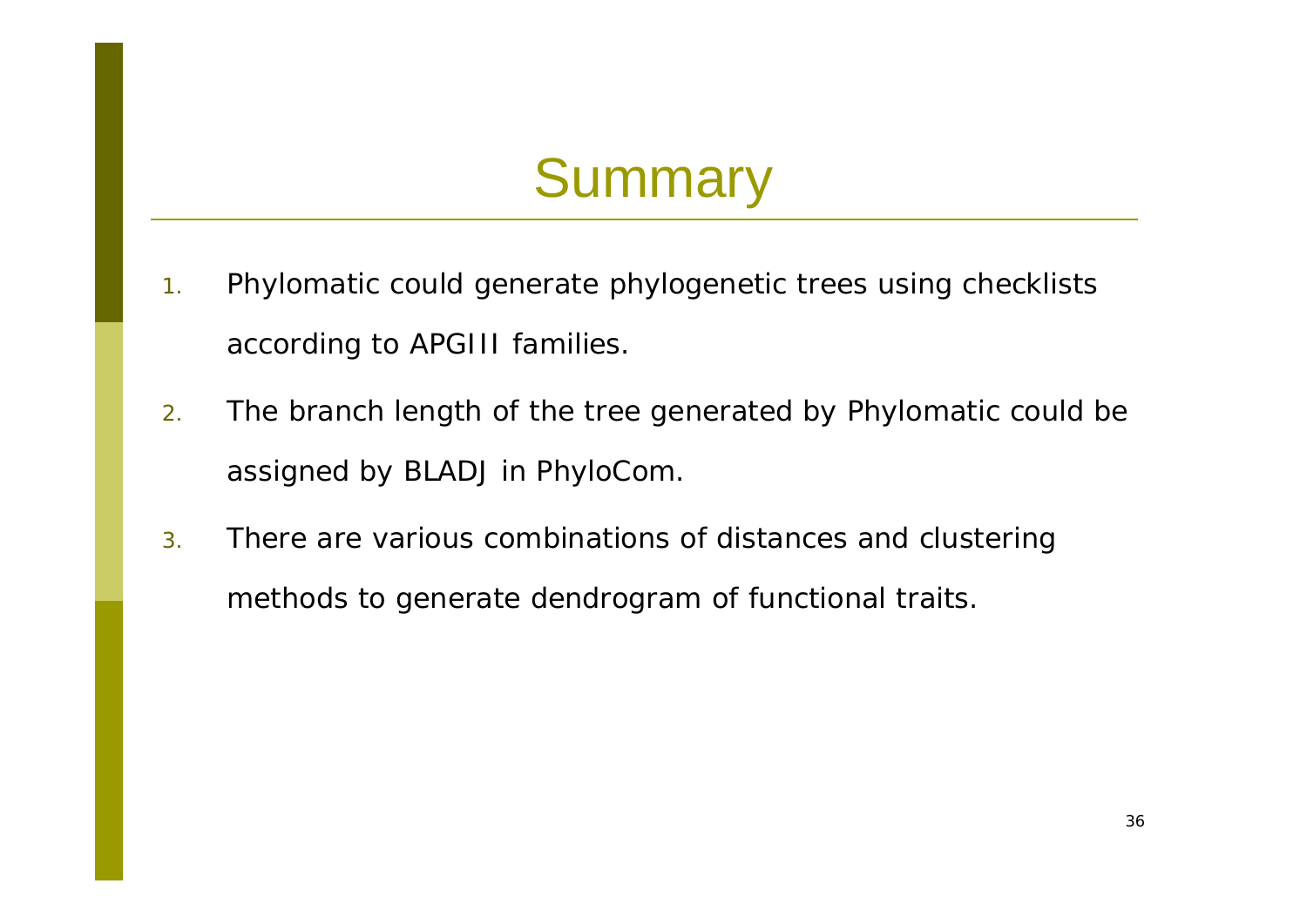# Summary

1. Phylomatic could generate phylogenetic trees using checklists according to APGIII families.
2. The branch length of the tree generated by Phylomatic could be assigned by BLADJ in PhyloCom.
3. There are various combinations of distances and clustering methods to generate dendrogram of functional traits.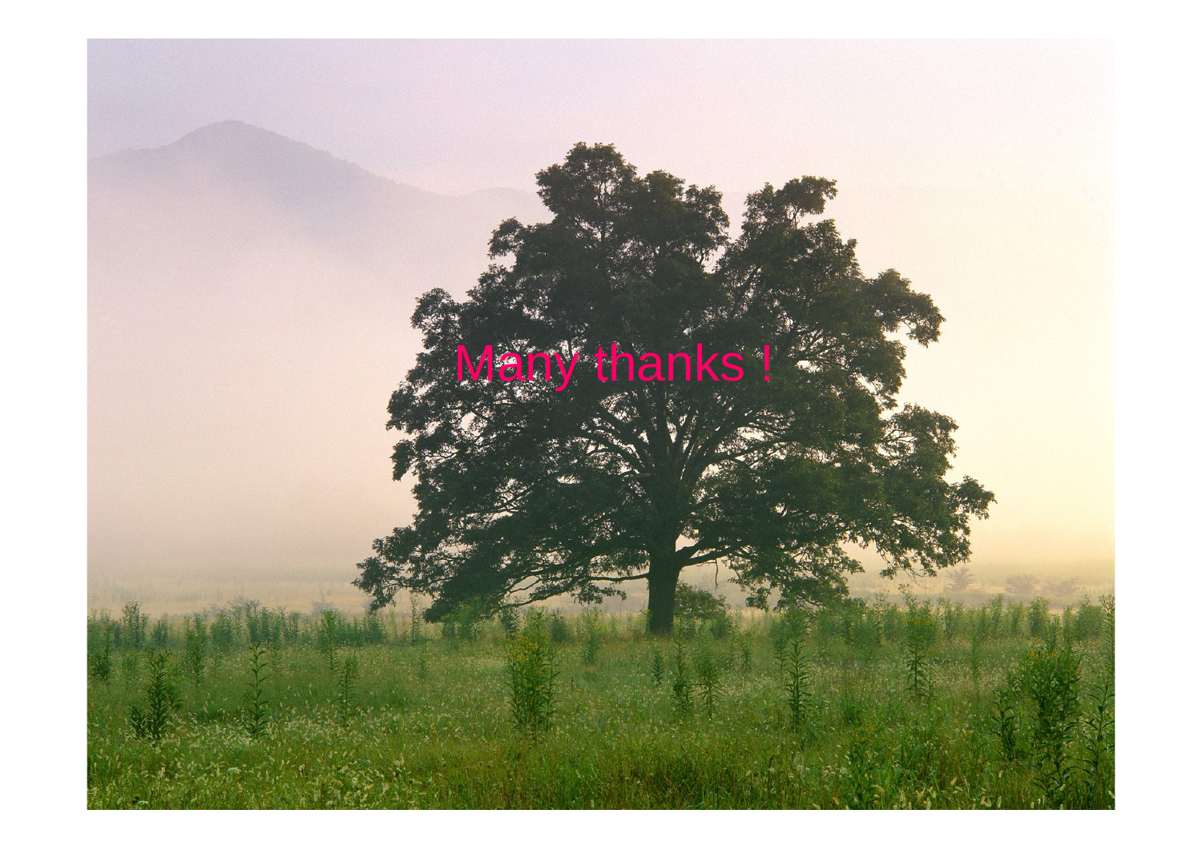Many thanks !